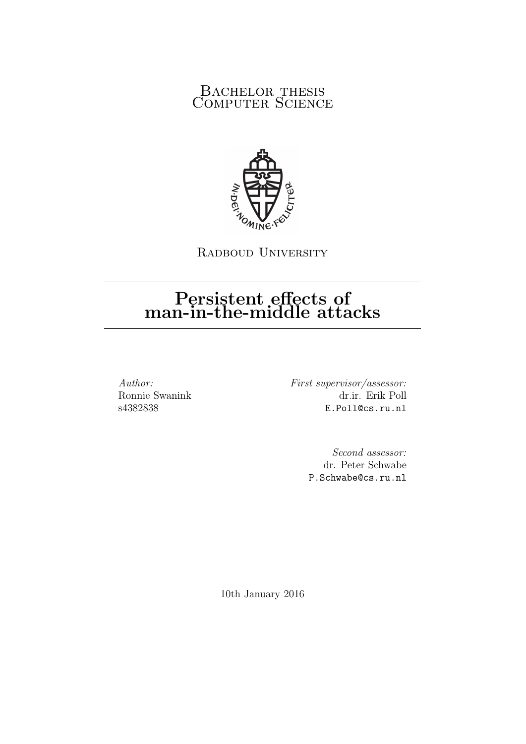Bachelor thesis
Computer Science

Radboud University

# Persistent effects of man-in-the-middle attacks

*Author:*
Ronnie Swanink
s4382838

*First supervisor/assessor:*
dr.ir. Erik Poll
E.Poll@cs.ru.nl

*Second assessor:*
dr. Peter Schwabe
P.Schwabe@cs.ru.nl

10th January 2016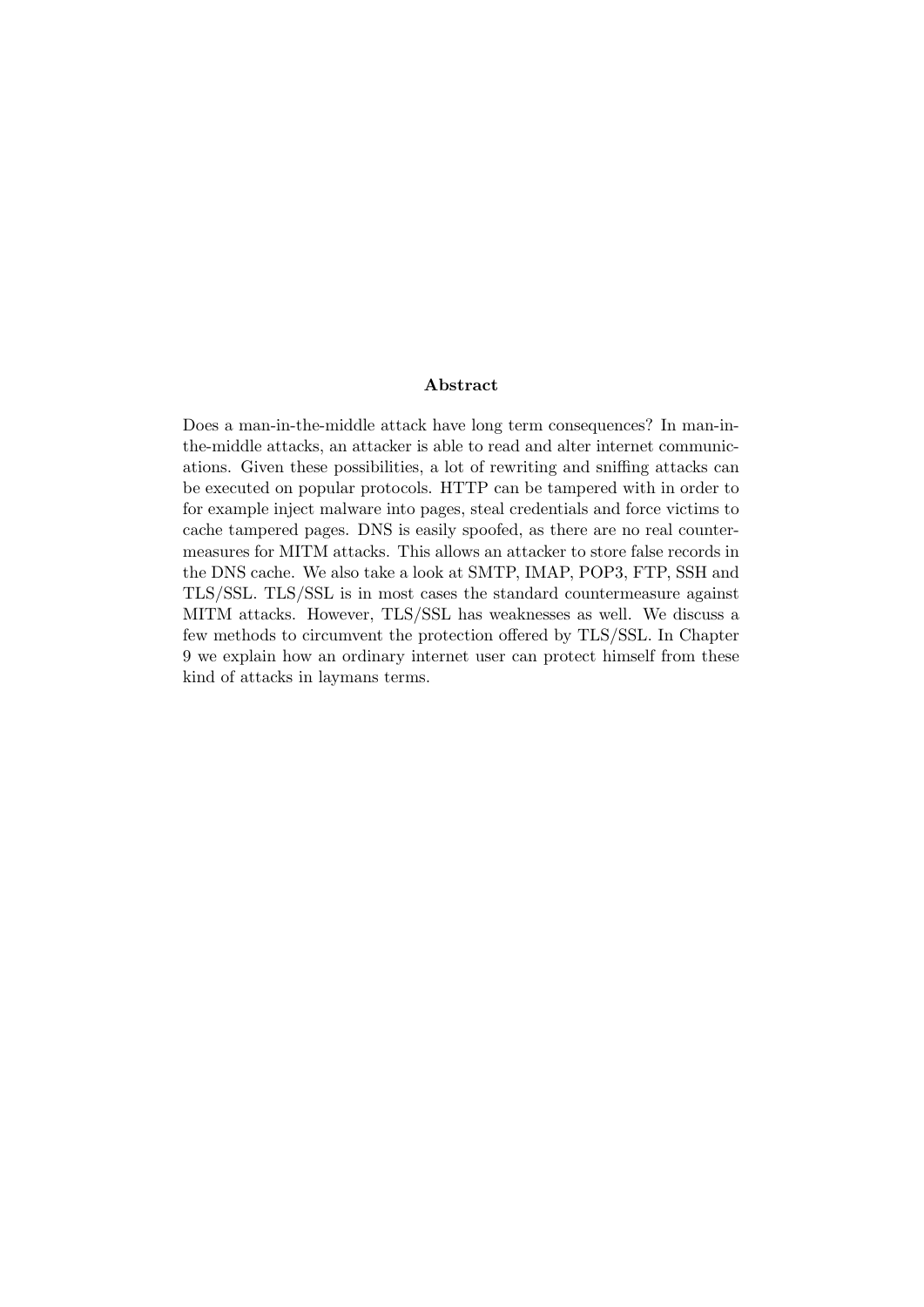**Abstract**

Does a man-in-the-middle attack have long term consequences? In man-in-the-middle attacks, an attacker is able to read and alter internet communications. Given these possibilities, a lot of rewriting and sniffing attacks can be executed on popular protocols. HTTP can be tampered with in order to for example inject malware into pages, steal credentials and force victims to cache tampered pages. DNS is easily spoofed, as there are no real countermeasures for MITM attacks. This allows an attacker to store false records in the DNS cache. We also take a look at SMTP, IMAP, POP3, FTP, SSH and TLS/SSL. TLS/SSL is in most cases the standard countermeasure against MITM attacks. However, TLS/SSL has weaknesses as well. We discuss a few methods to circumvent the protection offered by TLS/SSL. In Chapter 9 we explain how an ordinary internet user can protect himself from these kind of attacks in laymans terms.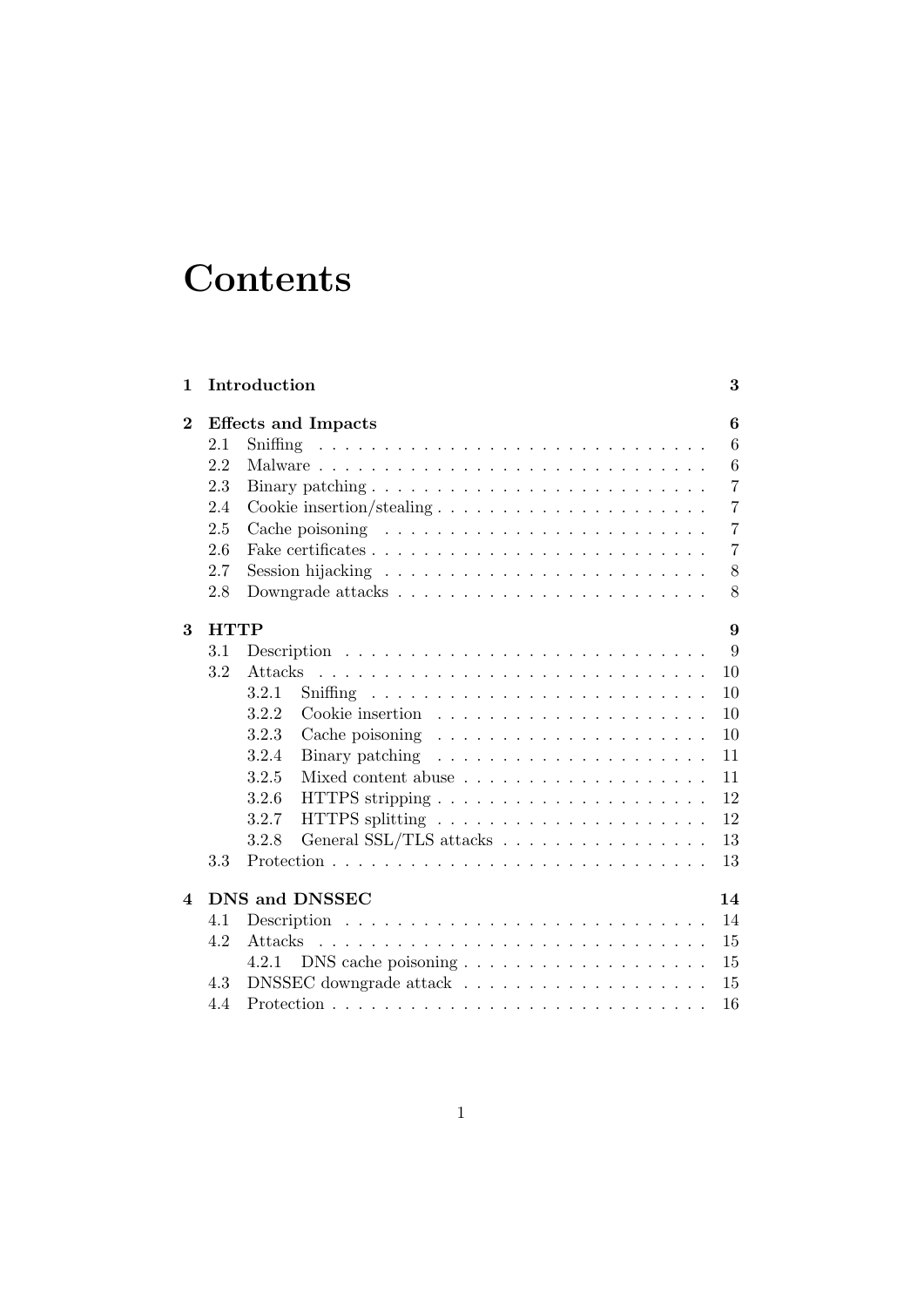# Contents

**1 Introduction** **3**

**2 Effects and Impacts** **6**

- 2.1 Sniffing . . . 6
- 2.2 Malware . . . 6
- 2.3 Binary patching . . . 7
- 2.4 Cookie insertion/stealing . . . 7
- 2.5 Cache poisoning . . . 7
- 2.6 Fake certificates . . . 7
- 2.7 Session hijacking . . . 8
- 2.8 Downgrade attacks . . . 8

**3 HTTP** **9**

- 3.1 Description . . . 9
- 3.2 Attacks . . . 10
  - 3.2.1 Sniffing . . . 10
  - 3.2.2 Cookie insertion . . . 10
  - 3.2.3 Cache poisoning . . . 10
  - 3.2.4 Binary patching . . . 11
  - 3.2.5 Mixed content abuse . . . 11
  - 3.2.6 HTTPS stripping . . . 12
  - 3.2.7 HTTPS splitting . . . 12
  - 3.2.8 General SSL/TLS attacks . . . 13
- 3.3 Protection . . . 13

**4 DNS and DNSSEC** **14**

- 4.1 Description . . . 14
- 4.2 Attacks . . . 15
  - 4.2.1 DNS cache poisoning . . . 15
- 4.3 DNSSEC downgrade attack . . . 15
- 4.4 Protection . . . 16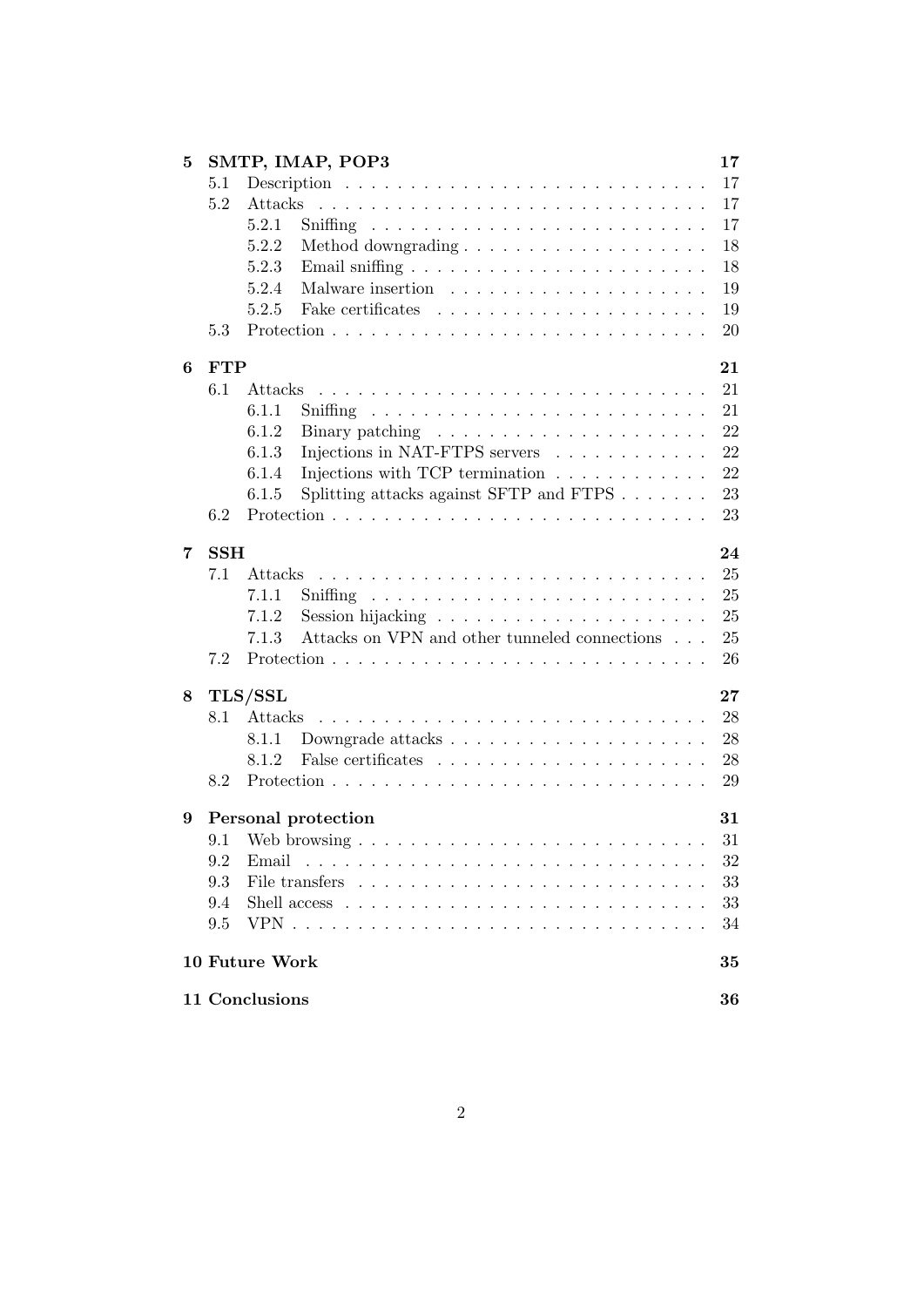| | | |
|---|---|---|
| **5** | **SMTP, IMAP, POP3** | **17** |
| 5.1 | Description | 17 |
| 5.2 | Attacks | 17 |
| 5.2.1 | Sniffing | 17 |
| 5.2.2 | Method downgrading | 18 |
| 5.2.3 | Email sniffing | 18 |
| 5.2.4 | Malware insertion | 19 |
| 5.2.5 | Fake certificates | 19 |
| 5.3 | Protection | 20 |
| **6** | **FTP** | **21** |
| 6.1 | Attacks | 21 |
| 6.1.1 | Sniffing | 21 |
| 6.1.2 | Binary patching | 22 |
| 6.1.3 | Injections in NAT-FTPS servers | 22 |
| 6.1.4 | Injections with TCP termination | 22 |
| 6.1.5 | Splitting attacks against SFTP and FTPS | 23 |
| 6.2 | Protection | 23 |
| **7** | **SSH** | **24** |
| 7.1 | Attacks | 25 |
| 7.1.1 | Sniffing | 25 |
| 7.1.2 | Session hijacking | 25 |
| 7.1.3 | Attacks on VPN and other tunneled connections | 25 |
| 7.2 | Protection | 26 |
| **8** | **TLS/SSL** | **27** |
| 8.1 | Attacks | 28 |
| 8.1.1 | Downgrade attacks | 28 |
| 8.1.2 | False certificates | 28 |
| 8.2 | Protection | 29 |
| **9** | **Personal protection** | **31** |
| 9.1 | Web browsing | 31 |
| 9.2 | Email | 32 |
| 9.3 | File transfers | 33 |
| 9.4 | Shell access | 33 |
| 9.5 | VPN | 34 |
| **10** | **Future Work** | **35** |
| **11** | **Conclusions** | **36** |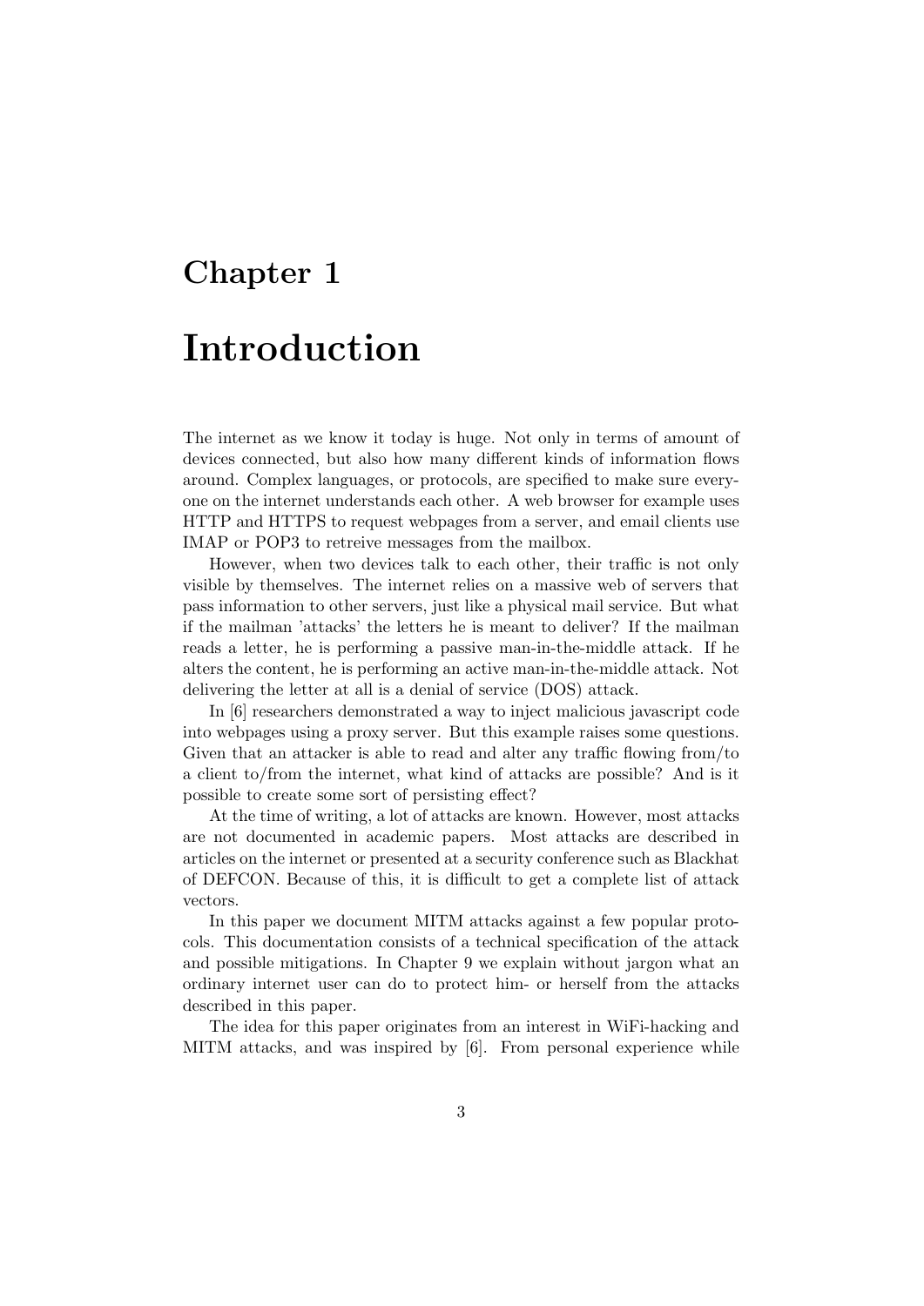# Chapter 1

# Introduction

The internet as we know it today is huge. Not only in terms of amount of devices connected, but also how many different kinds of information flows around. Complex languages, or protocols, are specified to make sure everyone on the internet understands each other. A web browser for example uses HTTP and HTTPS to request webpages from a server, and email clients use IMAP or POP3 to retreive messages from the mailbox.

However, when two devices talk to each other, their traffic is not only visible by themselves. The internet relies on a massive web of servers that pass information to other servers, just like a physical mail service. But what if the mailman 'attacks' the letters he is meant to deliver? If the mailman reads a letter, he is performing a passive man-in-the-middle attack. If he alters the content, he is performing an active man-in-the-middle attack. Not delivering the letter at all is a denial of service (DOS) attack.

In [6] researchers demonstrated a way to inject malicious javascript code into webpages using a proxy server. But this example raises some questions. Given that an attacker is able to read and alter any traffic flowing from/to a client to/from the internet, what kind of attacks are possible? And is it possible to create some sort of persisting effect?

At the time of writing, a lot of attacks are known. However, most attacks are not documented in academic papers. Most attacks are described in articles on the internet or presented at a security conference such as Blackhat of DEFCON. Because of this, it is difficult to get a complete list of attack vectors.

In this paper we document MITM attacks against a few popular protocols. This documentation consists of a technical specification of the attack and possible mitigations. In Chapter 9 we explain without jargon what an ordinary internet user can do to protect him- or herself from the attacks described in this paper.

The idea for this paper originates from an interest in WiFi-hacking and MITM attacks, and was inspired by [6]. From personal experience while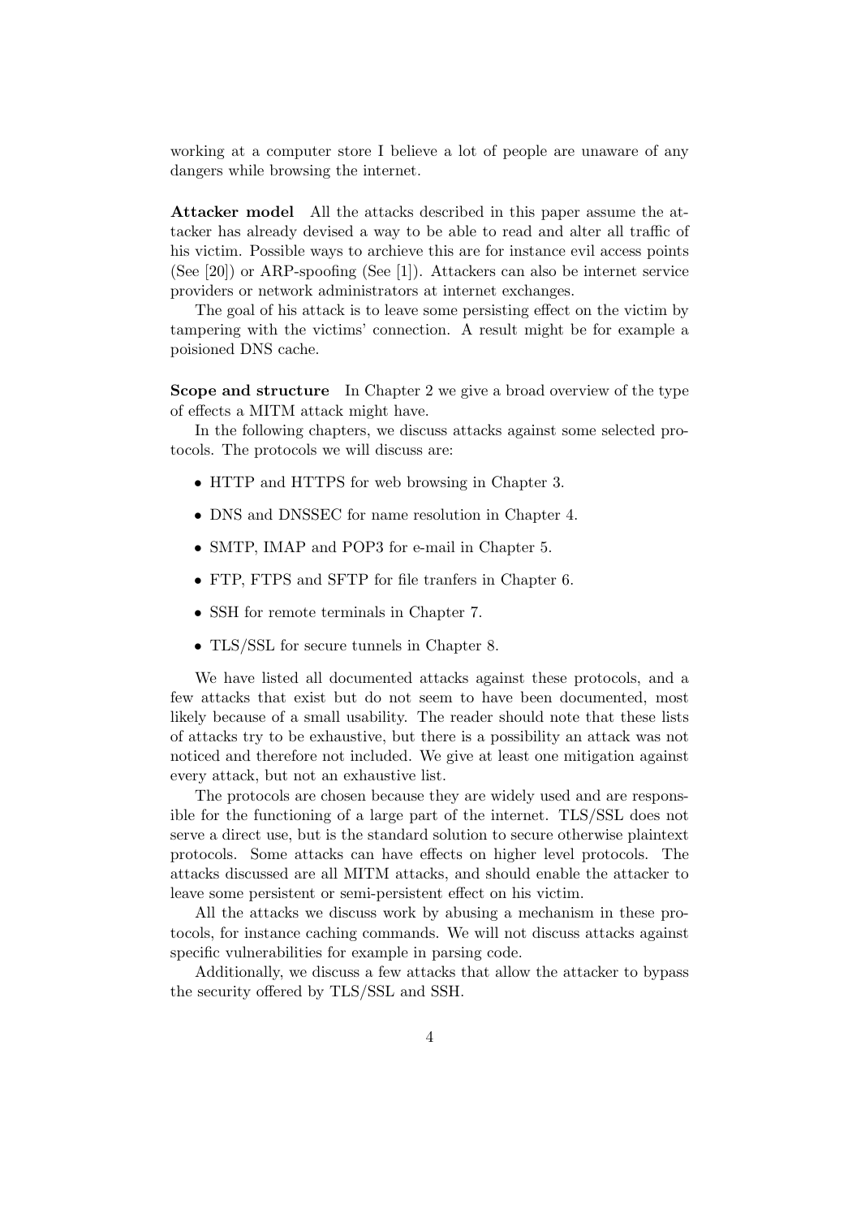working at a computer store I believe a lot of people are unaware of any dangers while browsing the internet.

**Attacker model** All the attacks described in this paper assume the attacker has already devised a way to be able to read and alter all traffic of his victim. Possible ways to archieve this are for instance evil access points (See [20]) or ARP-spoofing (See [1]). Attackers can also be internet service providers or network administrators at internet exchanges.

The goal of his attack is to leave some persisting effect on the victim by tampering with the victims' connection. A result might be for example a poisioned DNS cache.

**Scope and structure** In Chapter 2 we give a broad overview of the type of effects a MITM attack might have.

In the following chapters, we discuss attacks against some selected protocols. The protocols we will discuss are:

- HTTP and HTTPS for web browsing in Chapter 3.
- DNS and DNSSEC for name resolution in Chapter 4.
- SMTP, IMAP and POP3 for e-mail in Chapter 5.
- FTP, FTPS and SFTP for file tranfers in Chapter 6.
- SSH for remote terminals in Chapter 7.
- TLS/SSL for secure tunnels in Chapter 8.

We have listed all documented attacks against these protocols, and a few attacks that exist but do not seem to have been documented, most likely because of a small usability. The reader should note that these lists of attacks try to be exhaustive, but there is a possibility an attack was not noticed and therefore not included. We give at least one mitigation against every attack, but not an exhaustive list.

The protocols are chosen because they are widely used and are responsible for the functioning of a large part of the internet. TLS/SSL does not serve a direct use, but is the standard solution to secure otherwise plaintext protocols. Some attacks can have effects on higher level protocols. The attacks discussed are all MITM attacks, and should enable the attacker to leave some persistent or semi-persistent effect on his victim.

All the attacks we discuss work by abusing a mechanism in these protocols, for instance caching commands. We will not discuss attacks against specific vulnerabilities for example in parsing code.

Additionally, we discuss a few attacks that allow the attacker to bypass the security offered by TLS/SSL and SSH.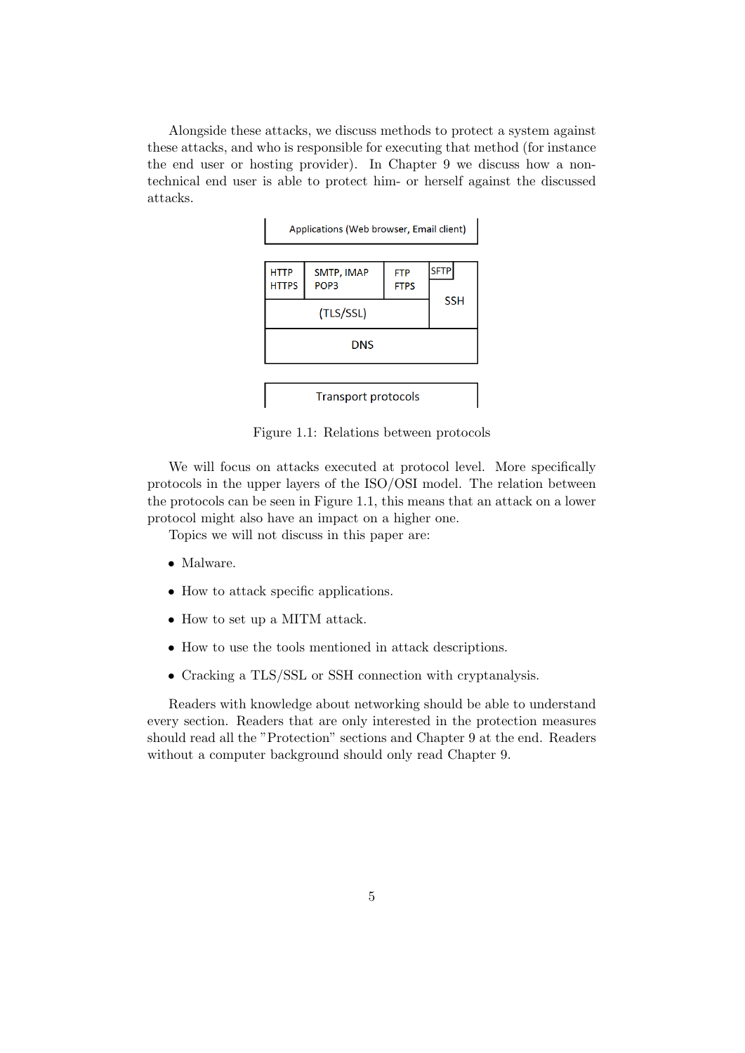Alongside these attacks, we discuss methods to protect a system against these attacks, and who is responsible for executing that method (for instance the end user or hosting provider). In Chapter 9 we discuss how a non-technical end user is able to protect him- or herself against the discussed attacks.

Figure 1.1: Relations between protocols

We will focus on attacks executed at protocol level. More specifically protocols in the upper layers of the ISO/OSI model. The relation between the protocols can be seen in Figure 1.1, this means that an attack on a lower protocol might also have an impact on a higher one.

Topics we will not discuss in this paper are:

- Malware.
- How to attack specific applications.
- How to set up a MITM attack.
- How to use the tools mentioned in attack descriptions.
- Cracking a TLS/SSL or SSH connection with cryptanalysis.

Readers with knowledge about networking should be able to understand every section. Readers that are only interested in the protection measures should read all the "Protection" sections and Chapter 9 at the end. Readers without a computer background should only read Chapter 9.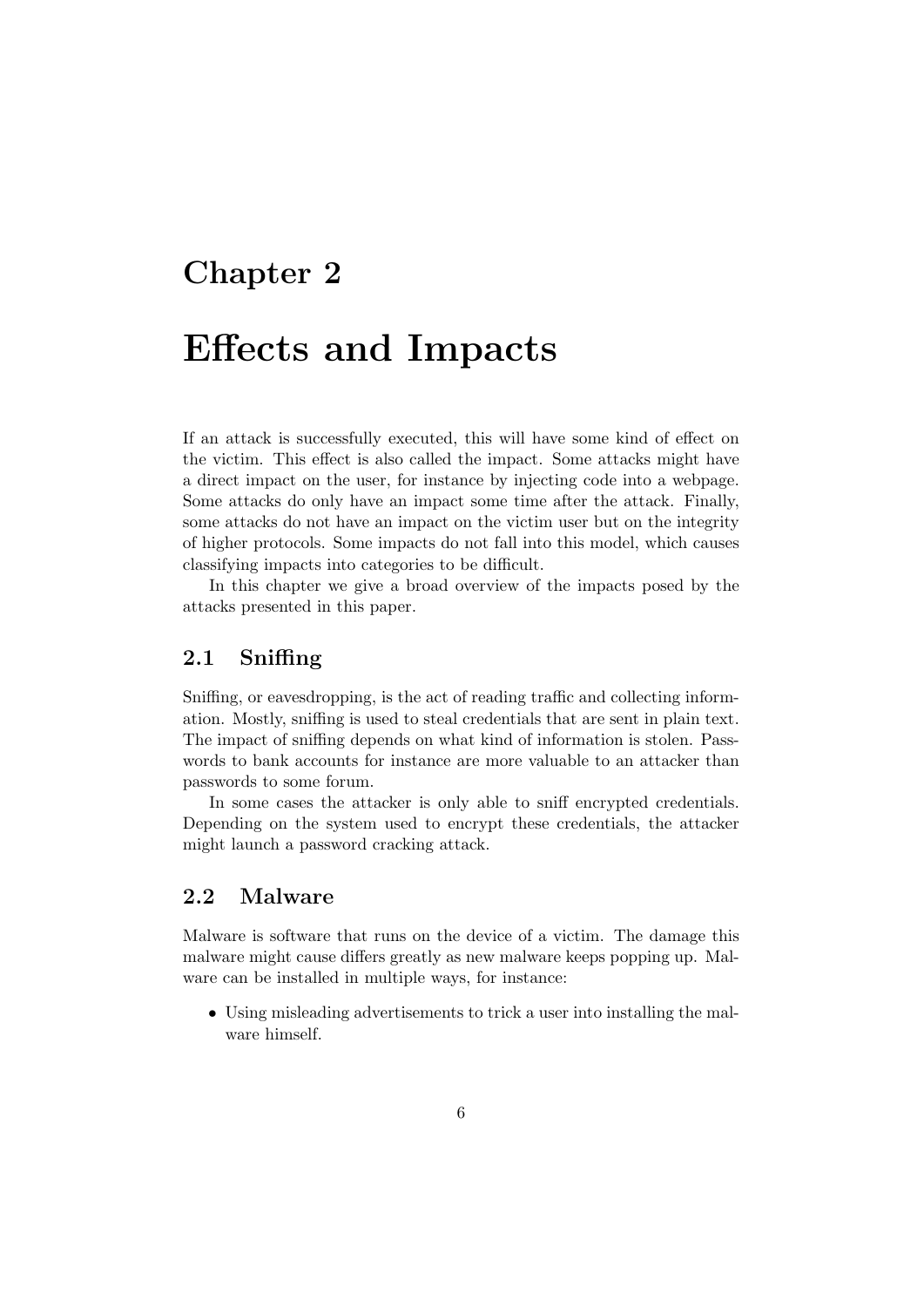# Chapter 2

# Effects and Impacts

If an attack is successfully executed, this will have some kind of effect on the victim. This effect is also called the impact. Some attacks might have a direct impact on the user, for instance by injecting code into a webpage. Some attacks do only have an impact some time after the attack. Finally, some attacks do not have an impact on the victim user but on the integrity of higher protocols. Some impacts do not fall into this model, which causes classifying impacts into categories to be difficult.

In this chapter we give a broad overview of the impacts posed by the attacks presented in this paper.

## 2.1 Sniffing

Sniffing, or eavesdropping, is the act of reading traffic and collecting information. Mostly, sniffing is used to steal credentials that are sent in plain text. The impact of sniffing depends on what kind of information is stolen. Passwords to bank accounts for instance are more valuable to an attacker than passwords to some forum.

In some cases the attacker is only able to sniff encrypted credentials. Depending on the system used to encrypt these credentials, the attacker might launch a password cracking attack.

## 2.2 Malware

Malware is software that runs on the device of a victim. The damage this malware might cause differs greatly as new malware keeps popping up. Malware can be installed in multiple ways, for instance:

- Using misleading advertisements to trick a user into installing the malware himself.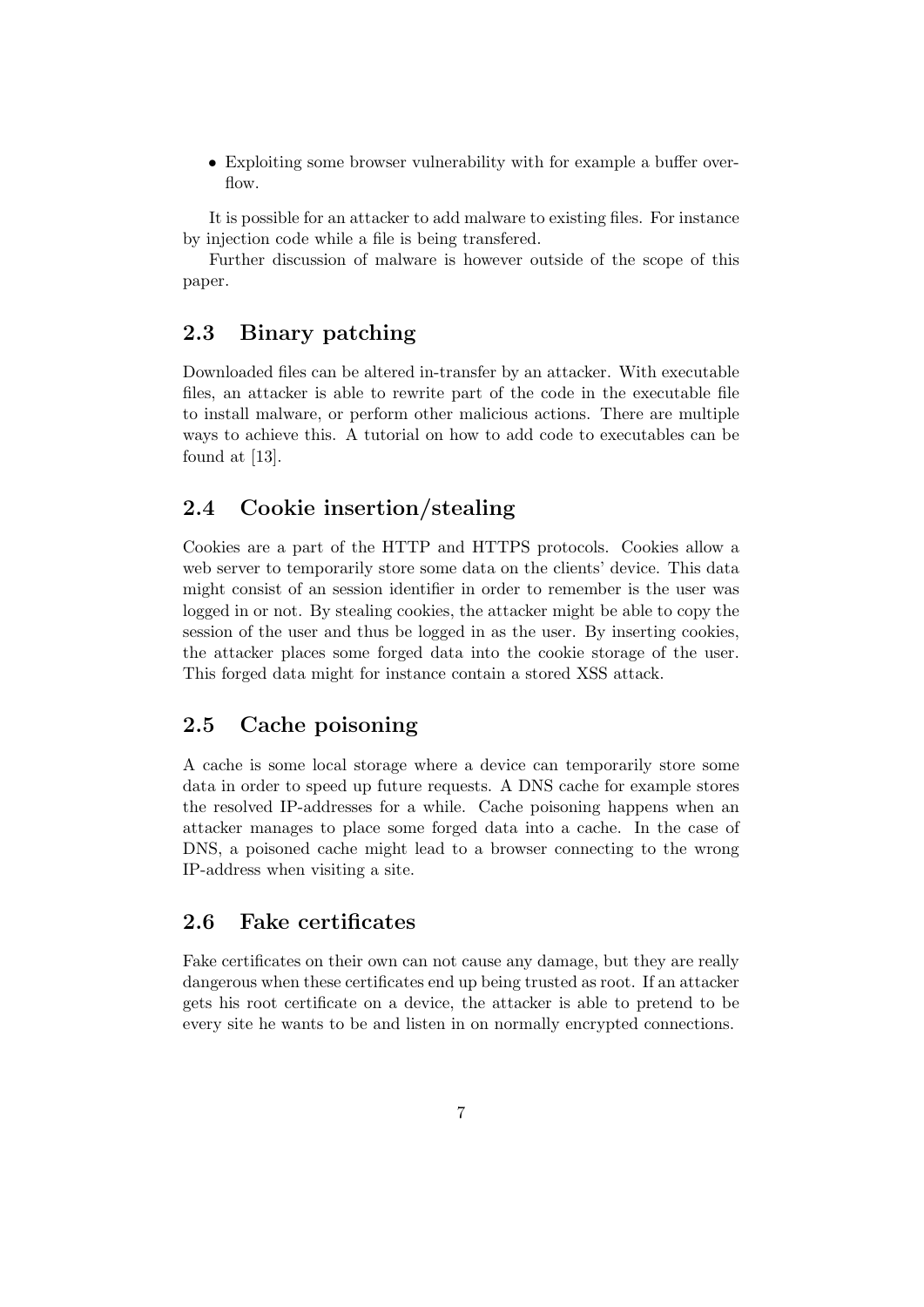- Exploiting some browser vulnerability with for example a buffer overflow.

It is possible for an attacker to add malware to existing files. For instance by injection code while a file is being transfered.

Further discussion of malware is however outside of the scope of this paper.

## 2.3 Binary patching

Downloaded files can be altered in-transfer by an attacker. With executable files, an attacker is able to rewrite part of the code in the executable file to install malware, or perform other malicious actions. There are multiple ways to achieve this. A tutorial on how to add code to executables can be found at [13].

## 2.4 Cookie insertion/stealing

Cookies are a part of the HTTP and HTTPS protocols. Cookies allow a web server to temporarily store some data on the clients' device. This data might consist of an session identifier in order to remember is the user was logged in or not. By stealing cookies, the attacker might be able to copy the session of the user and thus be logged in as the user. By inserting cookies, the attacker places some forged data into the cookie storage of the user. This forged data might for instance contain a stored XSS attack.

## 2.5 Cache poisoning

A cache is some local storage where a device can temporarily store some data in order to speed up future requests. A DNS cache for example stores the resolved IP-addresses for a while. Cache poisoning happens when an attacker manages to place some forged data into a cache. In the case of DNS, a poisoned cache might lead to a browser connecting to the wrong IP-address when visiting a site.

## 2.6 Fake certificates

Fake certificates on their own can not cause any damage, but they are really dangerous when these certificates end up being trusted as root. If an attacker gets his root certificate on a device, the attacker is able to pretend to be every site he wants to be and listen in on normally encrypted connections.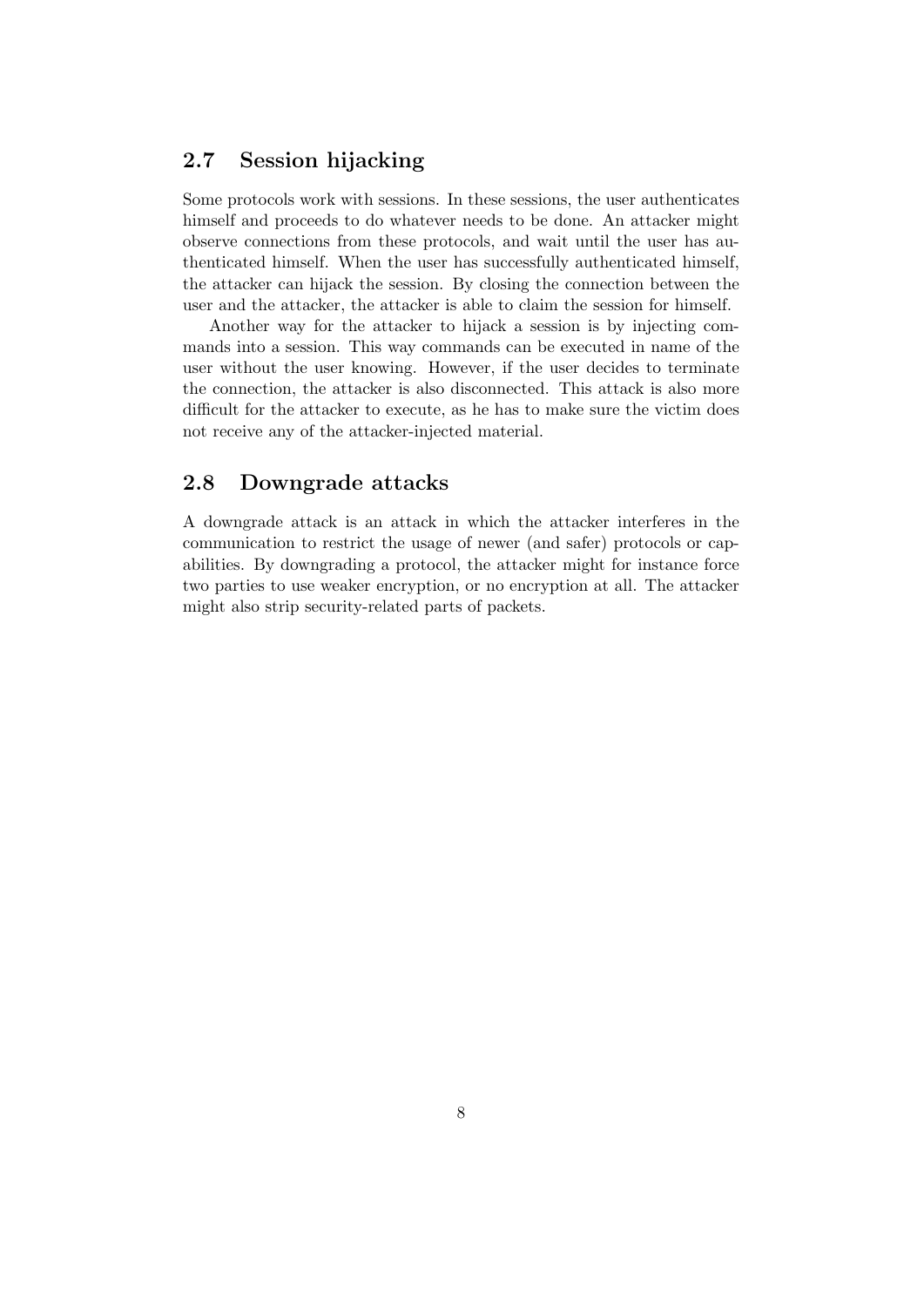## 2.7 Session hijacking

Some protocols work with sessions. In these sessions, the user authenticates himself and proceeds to do whatever needs to be done. An attacker might observe connections from these protocols, and wait until the user has authenticated himself. When the user has successfully authenticated himself, the attacker can hijack the session. By closing the connection between the user and the attacker, the attacker is able to claim the session for himself.

Another way for the attacker to hijack a session is by injecting commands into a session. This way commands can be executed in name of the user without the user knowing. However, if the user decides to terminate the connection, the attacker is also disconnected. This attack is also more difficult for the attacker to execute, as he has to make sure the victim does not receive any of the attacker-injected material.

## 2.8 Downgrade attacks

A downgrade attack is an attack in which the attacker interferes in the communication to restrict the usage of newer (and safer) protocols or capabilities. By downgrading a protocol, the attacker might for instance force two parties to use weaker encryption, or no encryption at all. The attacker might also strip security-related parts of packets.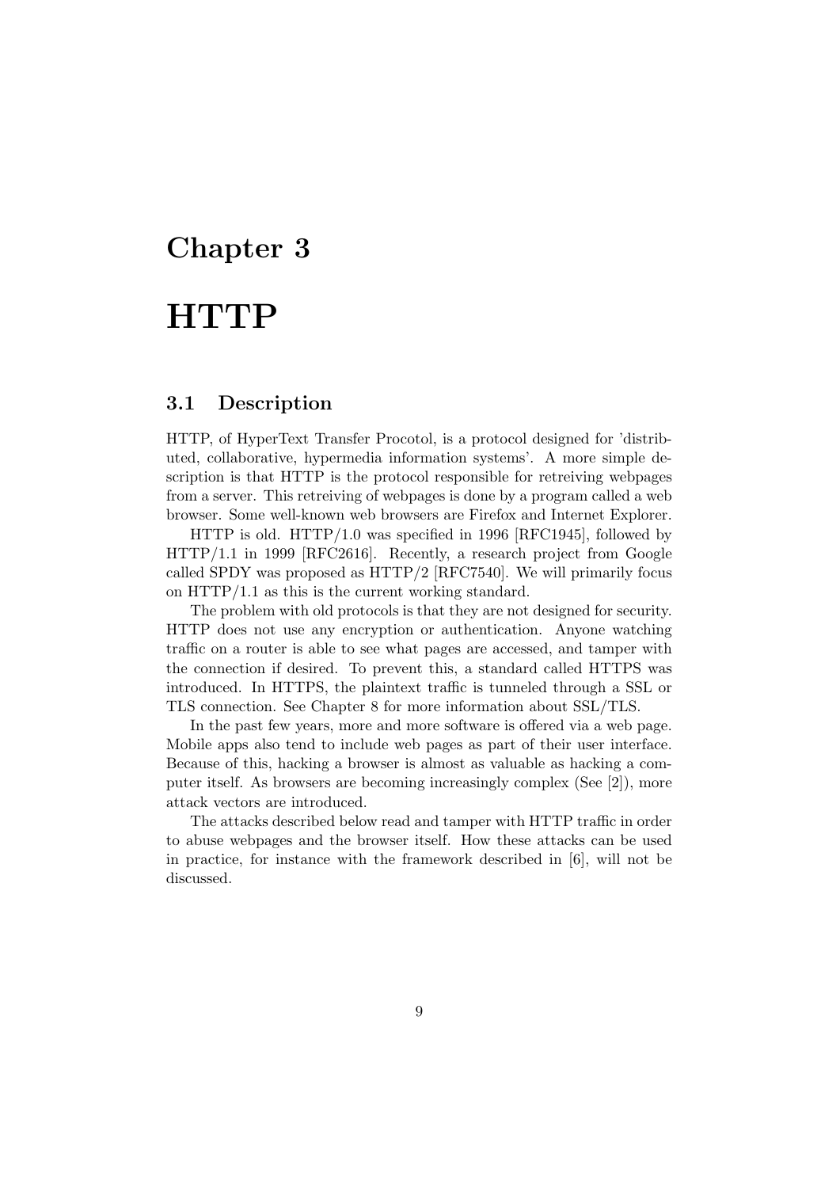# Chapter 3

# HTTP

## 3.1 Description

HTTP, of HyperText Transfer Procotol, is a protocol designed for 'distributed, collaborative, hypermedia information systems'. A more simple description is that HTTP is the protocol responsible for retreiving webpages from a server. This retreiving of webpages is done by a program called a web browser. Some well-known web browsers are Firefox and Internet Explorer.

HTTP is old. HTTP/1.0 was specified in 1996 [RFC1945], followed by HTTP/1.1 in 1999 [RFC2616]. Recently, a research project from Google called SPDY was proposed as HTTP/2 [RFC7540]. We will primarily focus on HTTP/1.1 as this is the current working standard.

The problem with old protocols is that they are not designed for security. HTTP does not use any encryption or authentication. Anyone watching traffic on a router is able to see what pages are accessed, and tamper with the connection if desired. To prevent this, a standard called HTTPS was introduced. In HTTPS, the plaintext traffic is tunneled through a SSL or TLS connection. See Chapter 8 for more information about SSL/TLS.

In the past few years, more and more software is offered via a web page. Mobile apps also tend to include web pages as part of their user interface. Because of this, hacking a browser is almost as valuable as hacking a computer itself. As browsers are becoming increasingly complex (See [2]), more attack vectors are introduced.

The attacks described below read and tamper with HTTP traffic in order to abuse webpages and the browser itself. How these attacks can be used in practice, for instance with the framework described in [6], will not be discussed.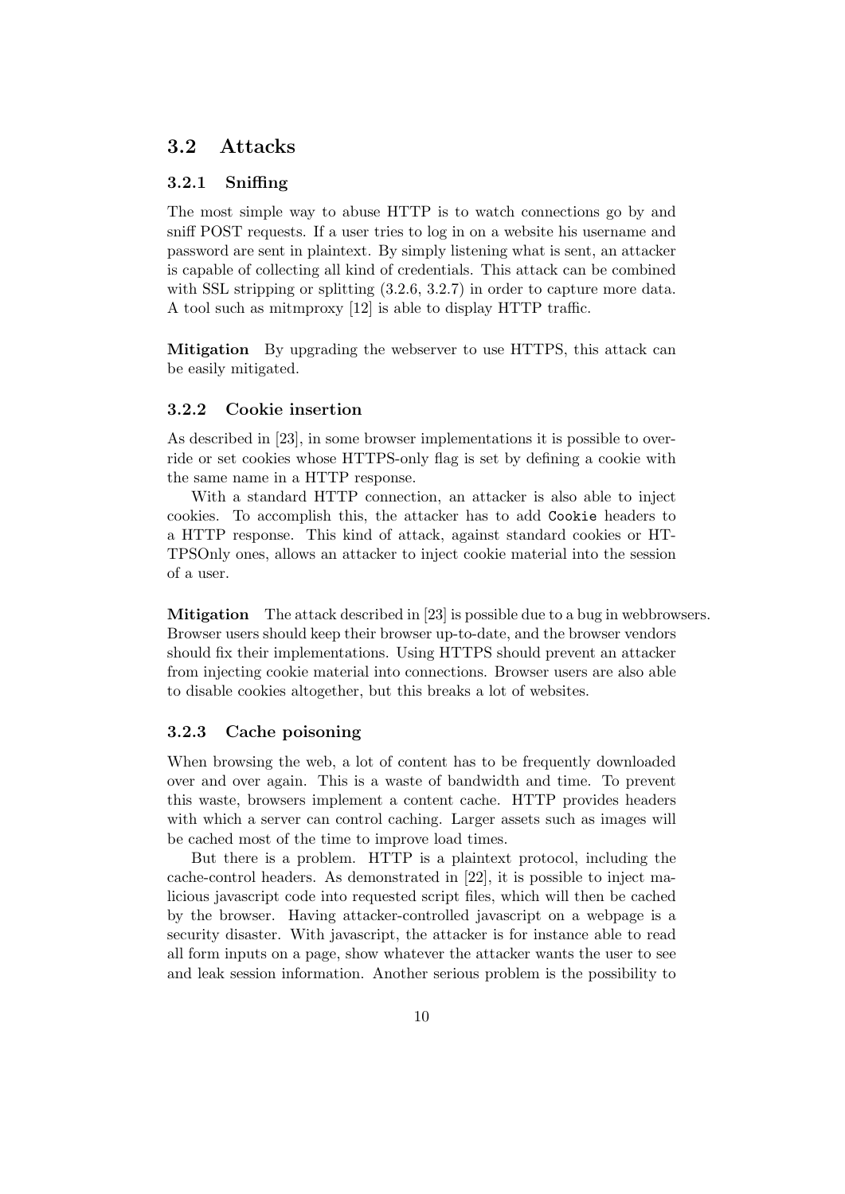## 3.2 Attacks

### 3.2.1 Sniffing

The most simple way to abuse HTTP is to watch connections go by and sniff POST requests. If a user tries to log in on a website his username and password are sent in plaintext. By simply listening what is sent, an attacker is capable of collecting all kind of credentials. This attack can be combined with SSL stripping or splitting (3.2.6, 3.2.7) in order to capture more data. A tool such as mitmproxy [12] is able to display HTTP traffic.

**Mitigation** By upgrading the webserver to use HTTPS, this attack can be easily mitigated.

### 3.2.2 Cookie insertion

As described in [23], in some browser implementations it is possible to override or set cookies whose HTTPS-only flag is set by defining a cookie with the same name in a HTTP response.

With a standard HTTP connection, an attacker is also able to inject cookies. To accomplish this, the attacker has to add `Cookie` headers to a HTTP response. This kind of attack, against standard cookies or HTTPSOnly ones, allows an attacker to inject cookie material into the session of a user.

**Mitigation** The attack described in [23] is possible due to a bug in webbrowsers. Browser users should keep their browser up-to-date, and the browser vendors should fix their implementations. Using HTTPS should prevent an attacker from injecting cookie material into connections. Browser users are also able to disable cookies altogether, but this breaks a lot of websites.

### 3.2.3 Cache poisoning

When browsing the web, a lot of content has to be frequently downloaded over and over again. This is a waste of bandwidth and time. To prevent this waste, browsers implement a content cache. HTTP provides headers with which a server can control caching. Larger assets such as images will be cached most of the time to improve load times.

But there is a problem. HTTP is a plaintext protocol, including the cache-control headers. As demonstrated in [22], it is possible to inject malicious javascript code into requested script files, which will then be cached by the browser. Having attacker-controlled javascript on a webpage is a security disaster. With javascript, the attacker is for instance able to read all form inputs on a page, show whatever the attacker wants the user to see and leak session information. Another serious problem is the possibility to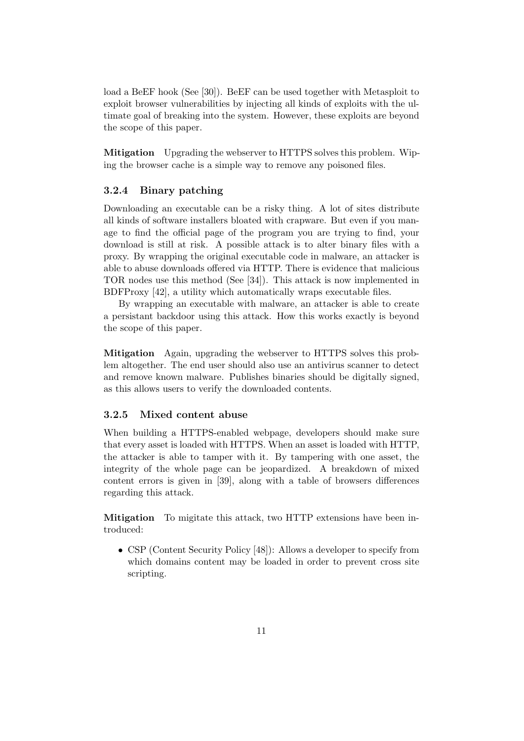load a BeEF hook (See [30]). BeEF can be used together with Metasploit to exploit browser vulnerabilities by injecting all kinds of exploits with the ultimate goal of breaking into the system. However, these exploits are beyond the scope of this paper.

**Mitigation** Upgrading the webserver to HTTPS solves this problem. Wiping the browser cache is a simple way to remove any poisoned files.

### 3.2.4 Binary patching

Downloading an executable can be a risky thing. A lot of sites distribute all kinds of software installers bloated with crapware. But even if you manage to find the official page of the program you are trying to find, your download is still at risk. A possible attack is to alter binary files with a proxy. By wrapping the original executable code in malware, an attacker is able to abuse downloads offered via HTTP. There is evidence that malicious TOR nodes use this method (See [34]). This attack is now implemented in BDFProxy [42], a utility which automatically wraps executable files.

By wrapping an executable with malware, an attacker is able to create a persistant backdoor using this attack. How this works exactly is beyond the scope of this paper.

**Mitigation** Again, upgrading the webserver to HTTPS solves this problem altogether. The end user should also use an antivirus scanner to detect and remove known malware. Publishes binaries should be digitally signed, as this allows users to verify the downloaded contents.

### 3.2.5 Mixed content abuse

When building a HTTPS-enabled webpage, developers should make sure that every asset is loaded with HTTPS. When an asset is loaded with HTTP, the attacker is able to tamper with it. By tampering with one asset, the integrity of the whole page can be jeopardized. A breakdown of mixed content errors is given in [39], along with a table of browsers differences regarding this attack.

**Mitigation** To migitate this attack, two HTTP extensions have been introduced:

- CSP (Content Security Policy [48]): Allows a developer to specify from which domains content may be loaded in order to prevent cross site scripting.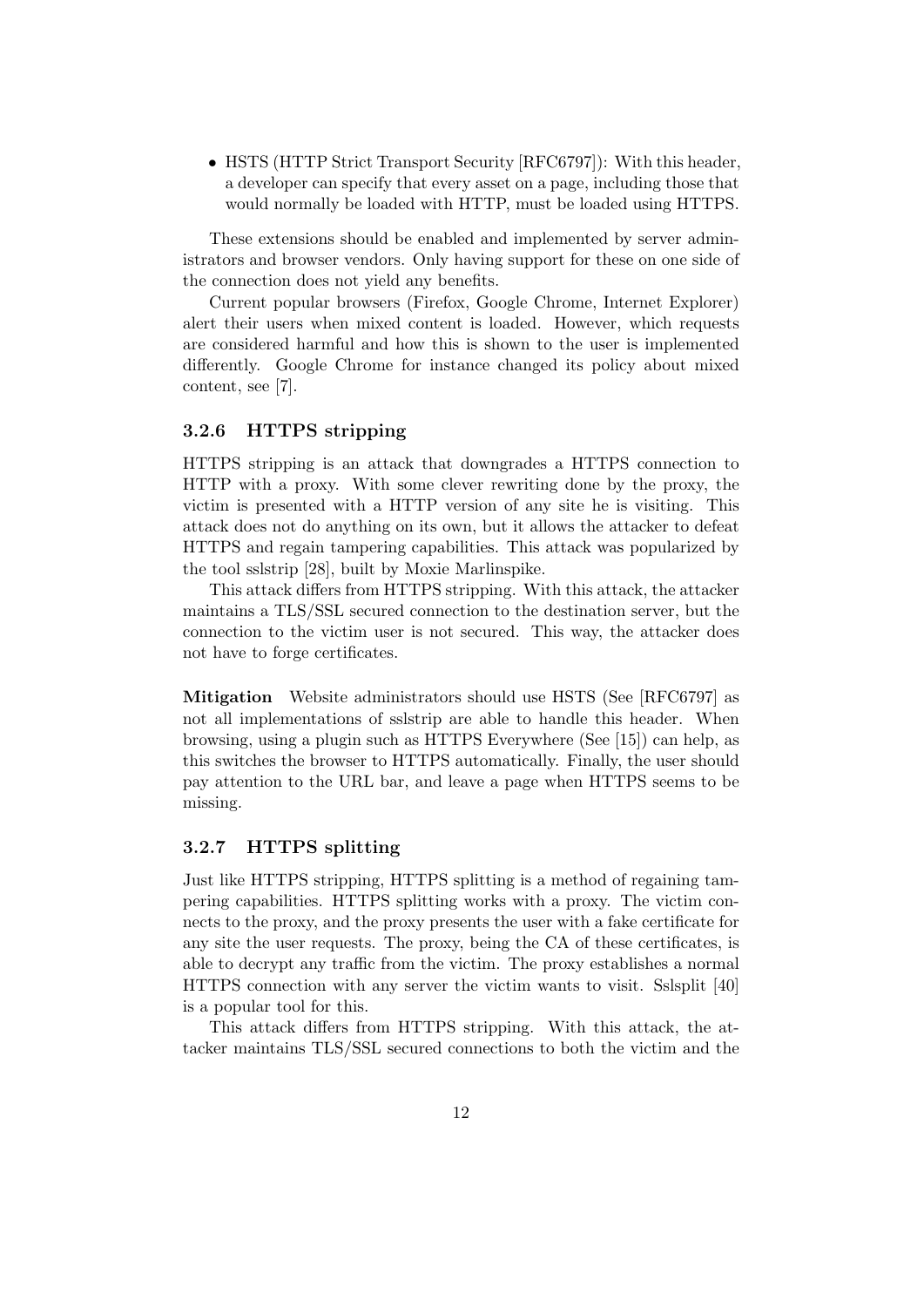- HSTS (HTTP Strict Transport Security [RFC6797]): With this header, a developer can specify that every asset on a page, including those that would normally be loaded with HTTP, must be loaded using HTTPS.

These extensions should be enabled and implemented by server administrators and browser vendors. Only having support for these on one side of the connection does not yield any benefits.

Current popular browsers (Firefox, Google Chrome, Internet Explorer) alert their users when mixed content is loaded. However, which requests are considered harmful and how this is shown to the user is implemented differently. Google Chrome for instance changed its policy about mixed content, see [7].

### 3.2.6 HTTPS stripping

HTTPS stripping is an attack that downgrades a HTTPS connection to HTTP with a proxy. With some clever rewriting done by the proxy, the victim is presented with a HTTP version of any site he is visiting. This attack does not do anything on its own, but it allows the attacker to defeat HTTPS and regain tampering capabilities. This attack was popularized by the tool sslstrip [28], built by Moxie Marlinspike.

This attack differs from HTTPS stripping. With this attack, the attacker maintains a TLS/SSL secured connection to the destination server, but the connection to the victim user is not secured. This way, the attacker does not have to forge certificates.

**Mitigation** Website administrators should use HSTS (See [RFC6797] as not all implementations of sslstrip are able to handle this header. When browsing, using a plugin such as HTTPS Everywhere (See [15]) can help, as this switches the browser to HTTPS automatically. Finally, the user should pay attention to the URL bar, and leave a page when HTTPS seems to be missing.

### 3.2.7 HTTPS splitting

Just like HTTPS stripping, HTTPS splitting is a method of regaining tampering capabilities. HTTPS splitting works with a proxy. The victim connects to the proxy, and the proxy presents the user with a fake certificate for any site the user requests. The proxy, being the CA of these certificates, is able to decrypt any traffic from the victim. The proxy establishes a normal HTTPS connection with any server the victim wants to visit. Sslsplit [40] is a popular tool for this.

This attack differs from HTTPS stripping. With this attack, the attacker maintains TLS/SSL secured connections to both the victim and the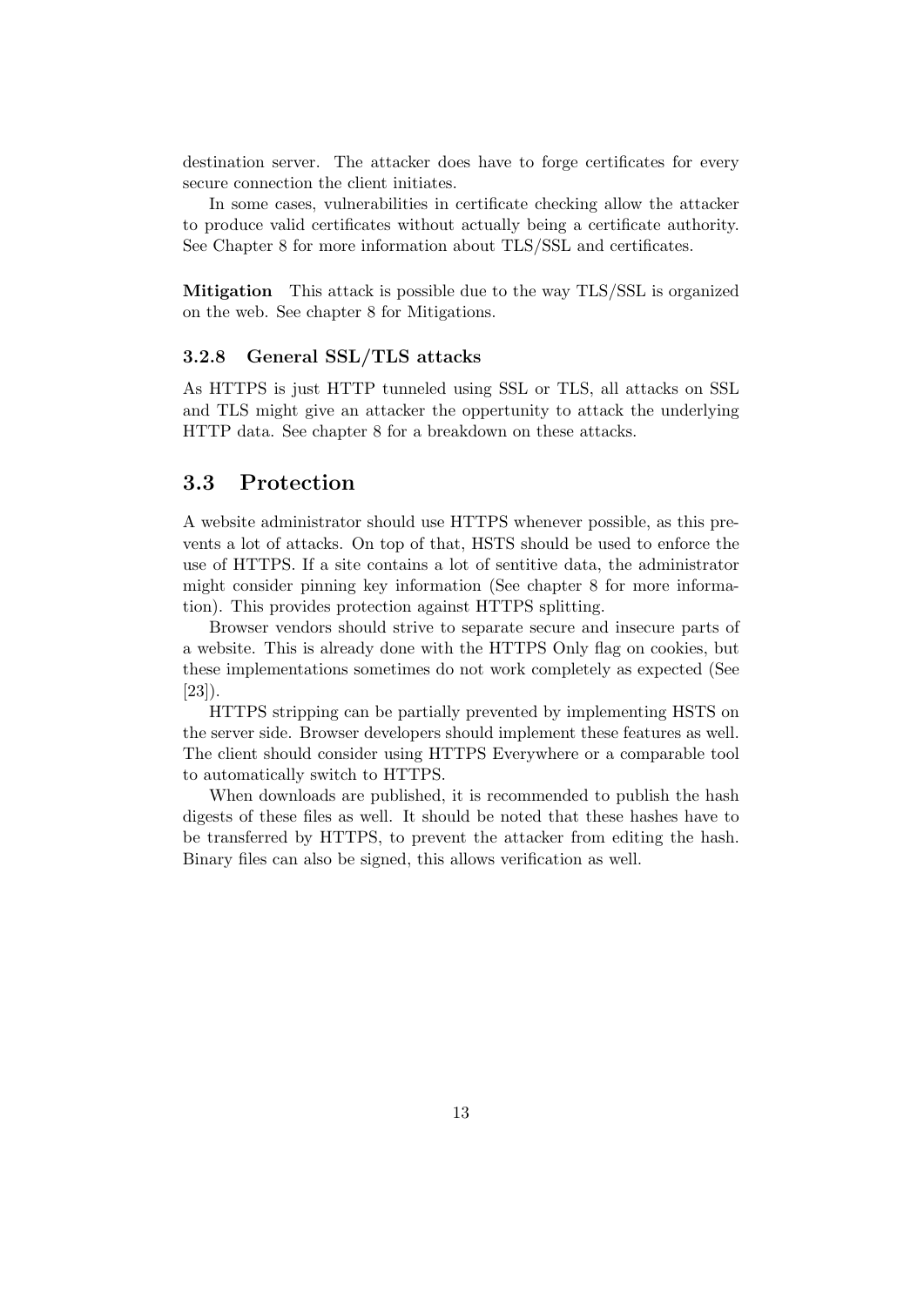destination server. The attacker does have to forge certificates for every secure connection the client initiates.

In some cases, vulnerabilities in certificate checking allow the attacker to produce valid certificates without actually being a certificate authority. See Chapter 8 for more information about TLS/SSL and certificates.

**Mitigation** This attack is possible due to the way TLS/SSL is organized on the web. See chapter 8 for Mitigations.

### 3.2.8 General SSL/TLS attacks

As HTTPS is just HTTP tunneled using SSL or TLS, all attacks on SSL and TLS might give an attacker the oppertunity to attack the underlying HTTP data. See chapter 8 for a breakdown on these attacks.

## 3.3 Protection

A website administrator should use HTTPS whenever possible, as this prevents a lot of attacks. On top of that, HSTS should be used to enforce the use of HTTPS. If a site contains a lot of sentitive data, the administrator might consider pinning key information (See chapter 8 for more information). This provides protection against HTTPS splitting.

Browser vendors should strive to separate secure and insecure parts of a website. This is already done with the HTTPS Only flag on cookies, but these implementations sometimes do not work completely as expected (See [23]).

HTTPS stripping can be partially prevented by implementing HSTS on the server side. Browser developers should implement these features as well. The client should consider using HTTPS Everywhere or a comparable tool to automatically switch to HTTPS.

When downloads are published, it is recommended to publish the hash digests of these files as well. It should be noted that these hashes have to be transferred by HTTPS, to prevent the attacker from editing the hash. Binary files can also be signed, this allows verification as well.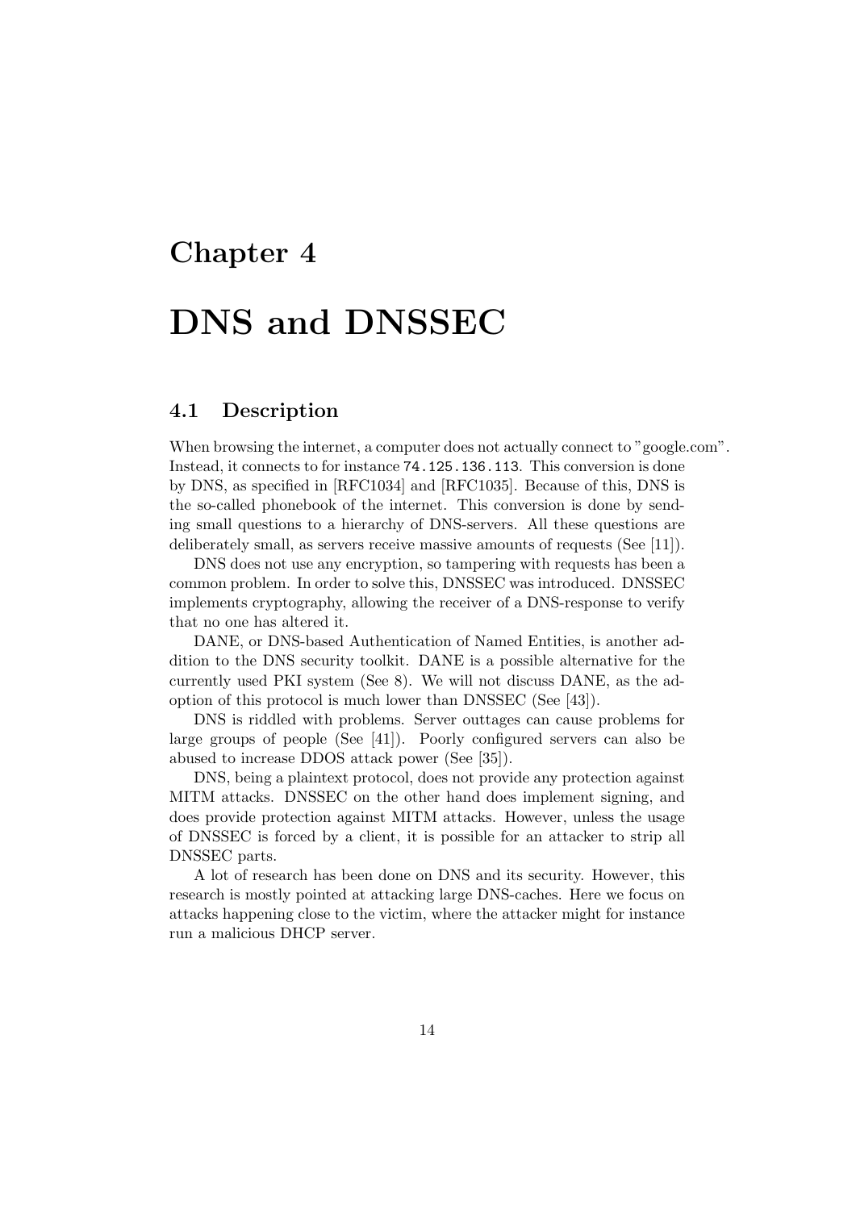# Chapter 4

# DNS and DNSSEC

## 4.1 Description

When browsing the internet, a computer does not actually connect to "google.com". Instead, it connects to for instance `74.125.136.113`. This conversion is done by DNS, as specified in [RFC1034] and [RFC1035]. Because of this, DNS is the so-called phonebook of the internet. This conversion is done by sending small questions to a hierarchy of DNS-servers. All these questions are deliberately small, as servers receive massive amounts of requests (See [11]).

DNS does not use any encryption, so tampering with requests has been a common problem. In order to solve this, DNSSEC was introduced. DNSSEC implements cryptography, allowing the receiver of a DNS-response to verify that no one has altered it.

DANE, or DNS-based Authentication of Named Entities, is another addition to the DNS security toolkit. DANE is a possible alternative for the currently used PKI system (See 8). We will not discuss DANE, as the adoption of this protocol is much lower than DNSSEC (See [43]).

DNS is riddled with problems. Server outtages can cause problems for large groups of people (See [41]). Poorly configured servers can also be abused to increase DDOS attack power (See [35]).

DNS, being a plaintext protocol, does not provide any protection against MITM attacks. DNSSEC on the other hand does implement signing, and does provide protection against MITM attacks. However, unless the usage of DNSSEC is forced by a client, it is possible for an attacker to strip all DNSSEC parts.

A lot of research has been done on DNS and its security. However, this research is mostly pointed at attacking large DNS-caches. Here we focus on attacks happening close to the victim, where the attacker might for instance run a malicious DHCP server.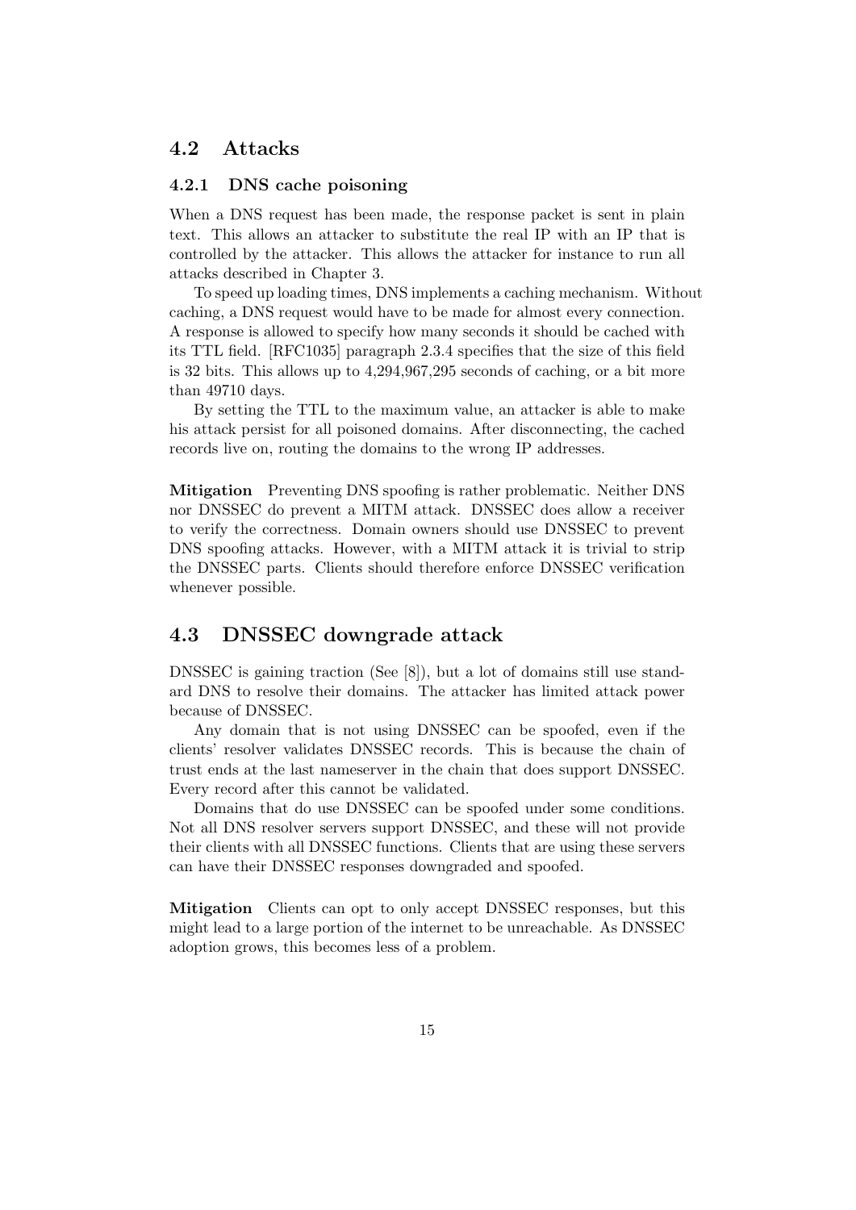## 4.2 Attacks

### 4.2.1 DNS cache poisoning

When a DNS request has been made, the response packet is sent in plain text. This allows an attacker to substitute the real IP with an IP that is controlled by the attacker. This allows the attacker for instance to run all attacks described in Chapter 3.

To speed up loading times, DNS implements a caching mechanism. Without caching, a DNS request would have to be made for almost every connection. A response is allowed to specify how many seconds it should be cached with its TTL field. [RFC1035] paragraph 2.3.4 specifies that the size of this field is 32 bits. This allows up to 4,294,967,295 seconds of caching, or a bit more than 49710 days.

By setting the TTL to the maximum value, an attacker is able to make his attack persist for all poisoned domains. After disconnecting, the cached records live on, routing the domains to the wrong IP addresses.

**Mitigation** Preventing DNS spoofing is rather problematic. Neither DNS nor DNSSEC do prevent a MITM attack. DNSSEC does allow a receiver to verify the correctness. Domain owners should use DNSSEC to prevent DNS spoofing attacks. However, with a MITM attack it is trivial to strip the DNSSEC parts. Clients should therefore enforce DNSSEC verification whenever possible.

## 4.3 DNSSEC downgrade attack

DNSSEC is gaining traction (See [8]), but a lot of domains still use standard DNS to resolve their domains. The attacker has limited attack power because of DNSSEC.

Any domain that is not using DNSSEC can be spoofed, even if the clients' resolver validates DNSSEC records. This is because the chain of trust ends at the last nameserver in the chain that does support DNSSEC. Every record after this cannot be validated.

Domains that do use DNSSEC can be spoofed under some conditions. Not all DNS resolver servers support DNSSEC, and these will not provide their clients with all DNSSEC functions. Clients that are using these servers can have their DNSSEC responses downgraded and spoofed.

**Mitigation** Clients can opt to only accept DNSSEC responses, but this might lead to a large portion of the internet to be unreachable. As DNSSEC adoption grows, this becomes less of a problem.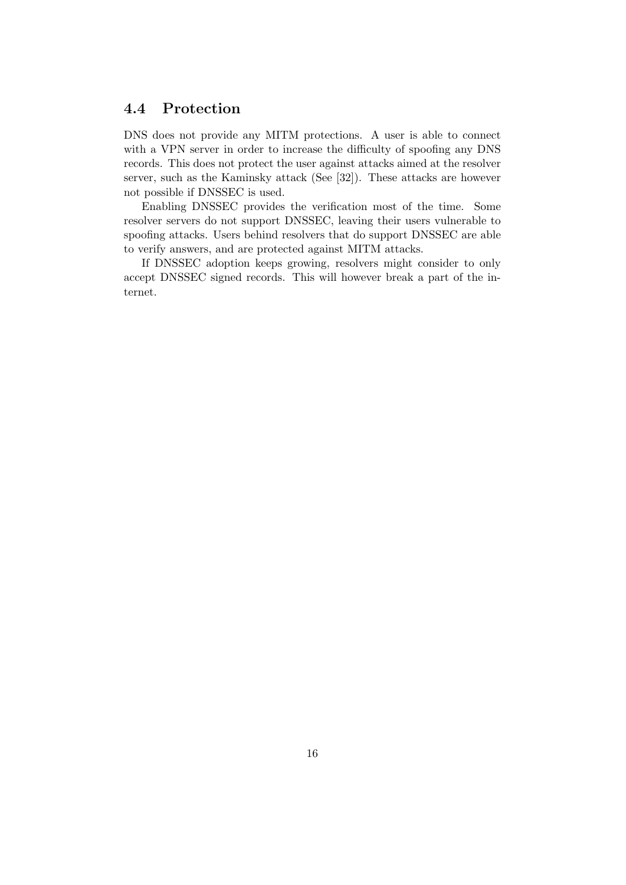## 4.4 Protection

DNS does not provide any MITM protections. A user is able to connect with a VPN server in order to increase the difficulty of spoofing any DNS records. This does not protect the user against attacks aimed at the resolver server, such as the Kaminsky attack (See [32]). These attacks are however not possible if DNSSEC is used.

Enabling DNSSEC provides the verification most of the time. Some resolver servers do not support DNSSEC, leaving their users vulnerable to spoofing attacks. Users behind resolvers that do support DNSSEC are able to verify answers, and are protected against MITM attacks.

If DNSSEC adoption keeps growing, resolvers might consider to only accept DNSSEC signed records. This will however break a part of the internet.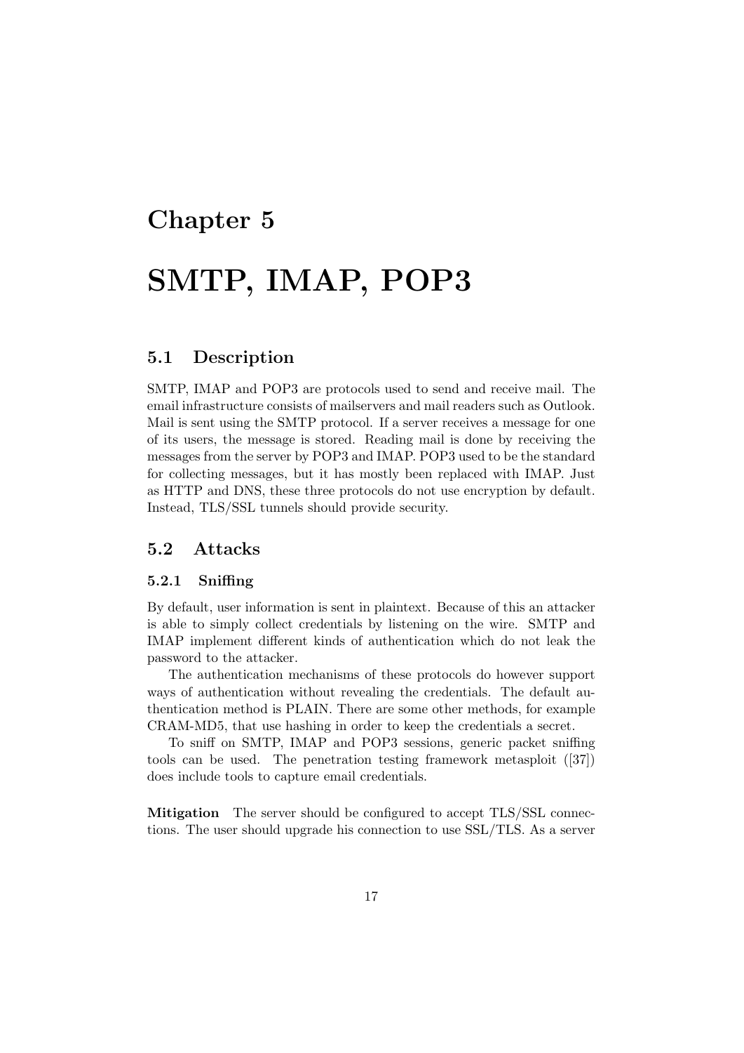# Chapter 5

# SMTP, IMAP, POP3

## 5.1 Description

SMTP, IMAP and POP3 are protocols used to send and receive mail. The email infrastructure consists of mailservers and mail readers such as Outlook. Mail is sent using the SMTP protocol. If a server receives a message for one of its users, the message is stored. Reading mail is done by receiving the messages from the server by POP3 and IMAP. POP3 used to be the standard for collecting messages, but it has mostly been replaced with IMAP. Just as HTTP and DNS, these three protocols do not use encryption by default. Instead, TLS/SSL tunnels should provide security.

## 5.2 Attacks

### 5.2.1 Sniffing

By default, user information is sent in plaintext. Because of this an attacker is able to simply collect credentials by listening on the wire. SMTP and IMAP implement different kinds of authentication which do not leak the password to the attacker.

The authentication mechanisms of these protocols do however support ways of authentication without revealing the credentials. The default authentication method is PLAIN. There are some other methods, for example CRAM-MD5, that use hashing in order to keep the credentials a secret.

To sniff on SMTP, IMAP and POP3 sessions, generic packet sniffing tools can be used. The penetration testing framework metasploit ([37]) does include tools to capture email credentials.

**Mitigation** The server should be configured to accept TLS/SSL connections. The user should upgrade his connection to use SSL/TLS. As a server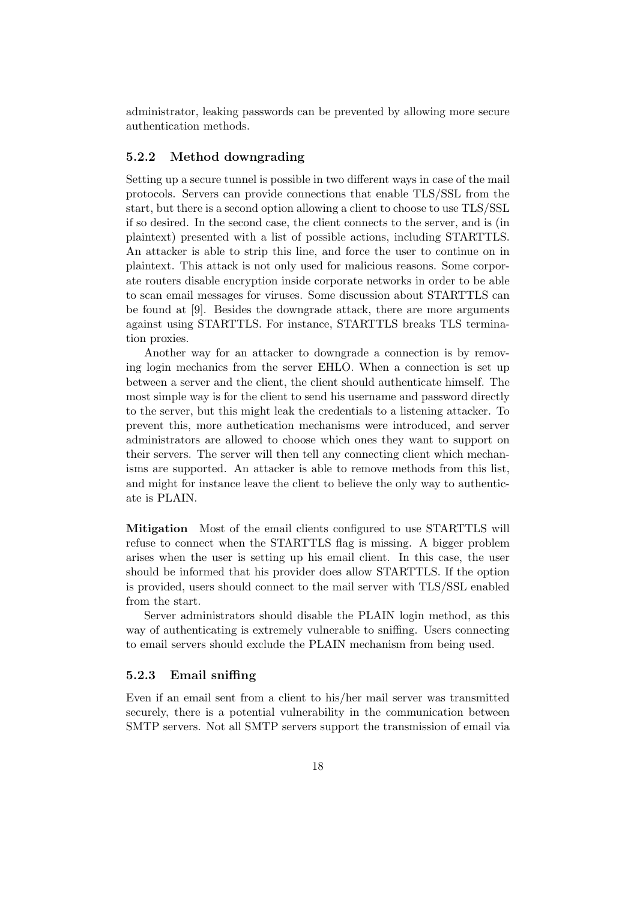administrator, leaking passwords can be prevented by allowing more secure authentication methods.

### 5.2.2 Method downgrading

Setting up a secure tunnel is possible in two different ways in case of the mail protocols. Servers can provide connections that enable TLS/SSL from the start, but there is a second option allowing a client to choose to use TLS/SSL if so desired. In the second case, the client connects to the server, and is (in plaintext) presented with a list of possible actions, including STARTTLS. An attacker is able to strip this line, and force the user to continue on in plaintext. This attack is not only used for malicious reasons. Some corporate routers disable encryption inside corporate networks in order to be able to scan email messages for viruses. Some discussion about STARTTLS can be found at [9]. Besides the downgrade attack, there are more arguments against using STARTTLS. For instance, STARTTLS breaks TLS termination proxies.

Another way for an attacker to downgrade a connection is by removing login mechanics from the server EHLO. When a connection is set up between a server and the client, the client should authenticate himself. The most simple way is for the client to send his username and password directly to the server, but this might leak the credentials to a listening attacker. To prevent this, more authetication mechanisms were introduced, and server administrators are allowed to choose which ones they want to support on their servers. The server will then tell any connecting client which mechanisms are supported. An attacker is able to remove methods from this list, and might for instance leave the client to believe the only way to authenticate is PLAIN.

**Mitigation** Most of the email clients configured to use STARTTLS will refuse to connect when the STARTTLS flag is missing. A bigger problem arises when the user is setting up his email client. In this case, the user should be informed that his provider does allow STARTTLS. If the option is provided, users should connect to the mail server with TLS/SSL enabled from the start.

Server administrators should disable the PLAIN login method, as this way of authenticating is extremely vulnerable to sniffing. Users connecting to email servers should exclude the PLAIN mechanism from being used.

### 5.2.3 Email sniffing

Even if an email sent from a client to his/her mail server was transmitted securely, there is a potential vulnerability in the communication between SMTP servers. Not all SMTP servers support the transmission of email via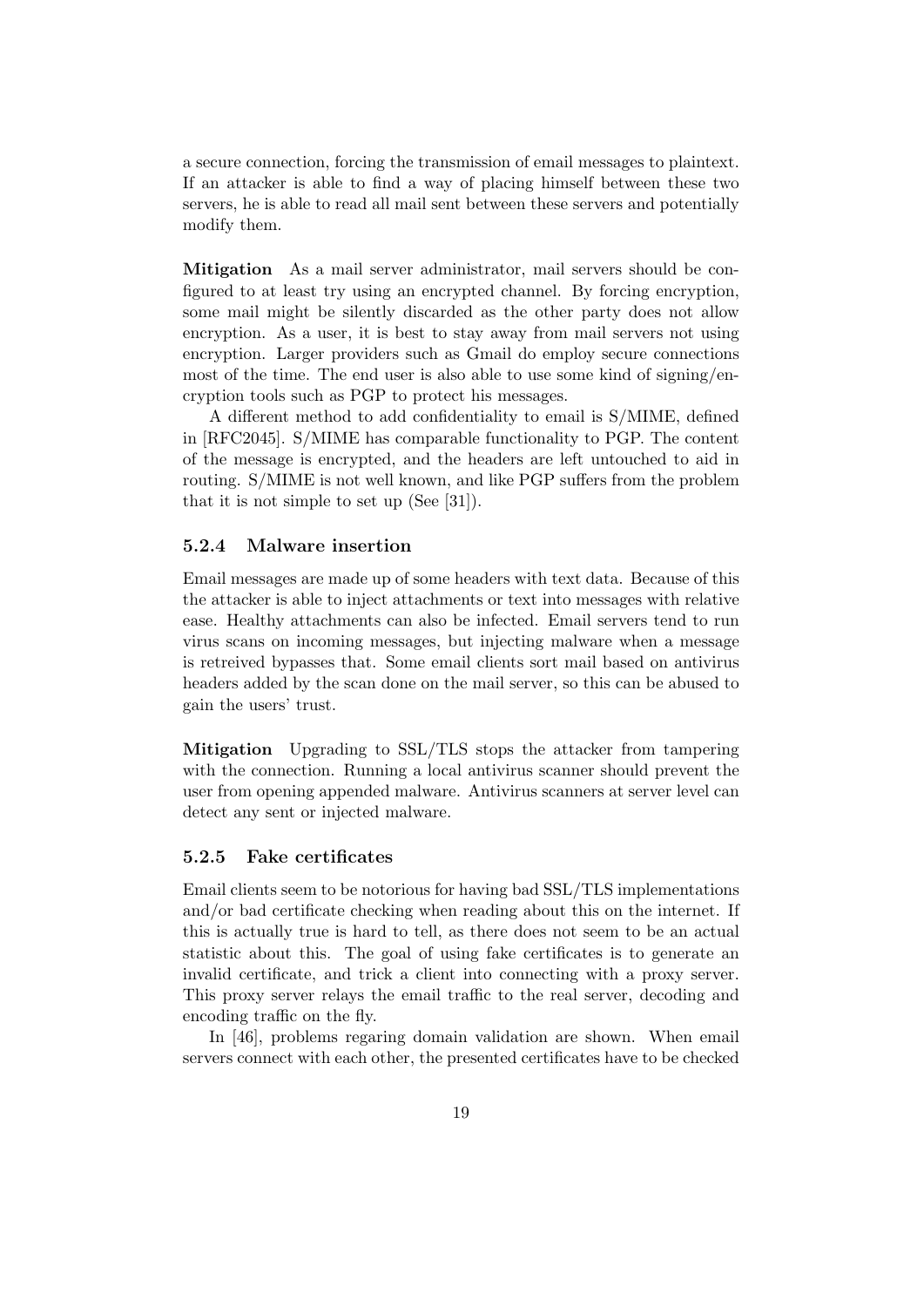a secure connection, forcing the transmission of email messages to plaintext. If an attacker is able to find a way of placing himself between these two servers, he is able to read all mail sent between these servers and potentially modify them.

**Mitigation** As a mail server administrator, mail servers should be configured to at least try using an encrypted channel. By forcing encryption, some mail might be silently discarded as the other party does not allow encryption. As a user, it is best to stay away from mail servers not using encryption. Larger providers such as Gmail do employ secure connections most of the time. The end user is also able to use some kind of signing/encryption tools such as PGP to protect his messages.

A different method to add confidentiality to email is S/MIME, defined in [RFC2045]. S/MIME has comparable functionality to PGP. The content of the message is encrypted, and the headers are left untouched to aid in routing. S/MIME is not well known, and like PGP suffers from the problem that it is not simple to set up (See [31]).

### 5.2.4 Malware insertion

Email messages are made up of some headers with text data. Because of this the attacker is able to inject attachments or text into messages with relative ease. Healthy attachments can also be infected. Email servers tend to run virus scans on incoming messages, but injecting malware when a message is retreived bypasses that. Some email clients sort mail based on antivirus headers added by the scan done on the mail server, so this can be abused to gain the users' trust.

**Mitigation** Upgrading to SSL/TLS stops the attacker from tampering with the connection. Running a local antivirus scanner should prevent the user from opening appended malware. Antivirus scanners at server level can detect any sent or injected malware.

### 5.2.5 Fake certificates

Email clients seem to be notorious for having bad SSL/TLS implementations and/or bad certificate checking when reading about this on the internet. If this is actually true is hard to tell, as there does not seem to be an actual statistic about this. The goal of using fake certificates is to generate an invalid certificate, and trick a client into connecting with a proxy server. This proxy server relays the email traffic to the real server, decoding and encoding traffic on the fly.

In [46], problems regaring domain validation are shown. When email servers connect with each other, the presented certificates have to be checked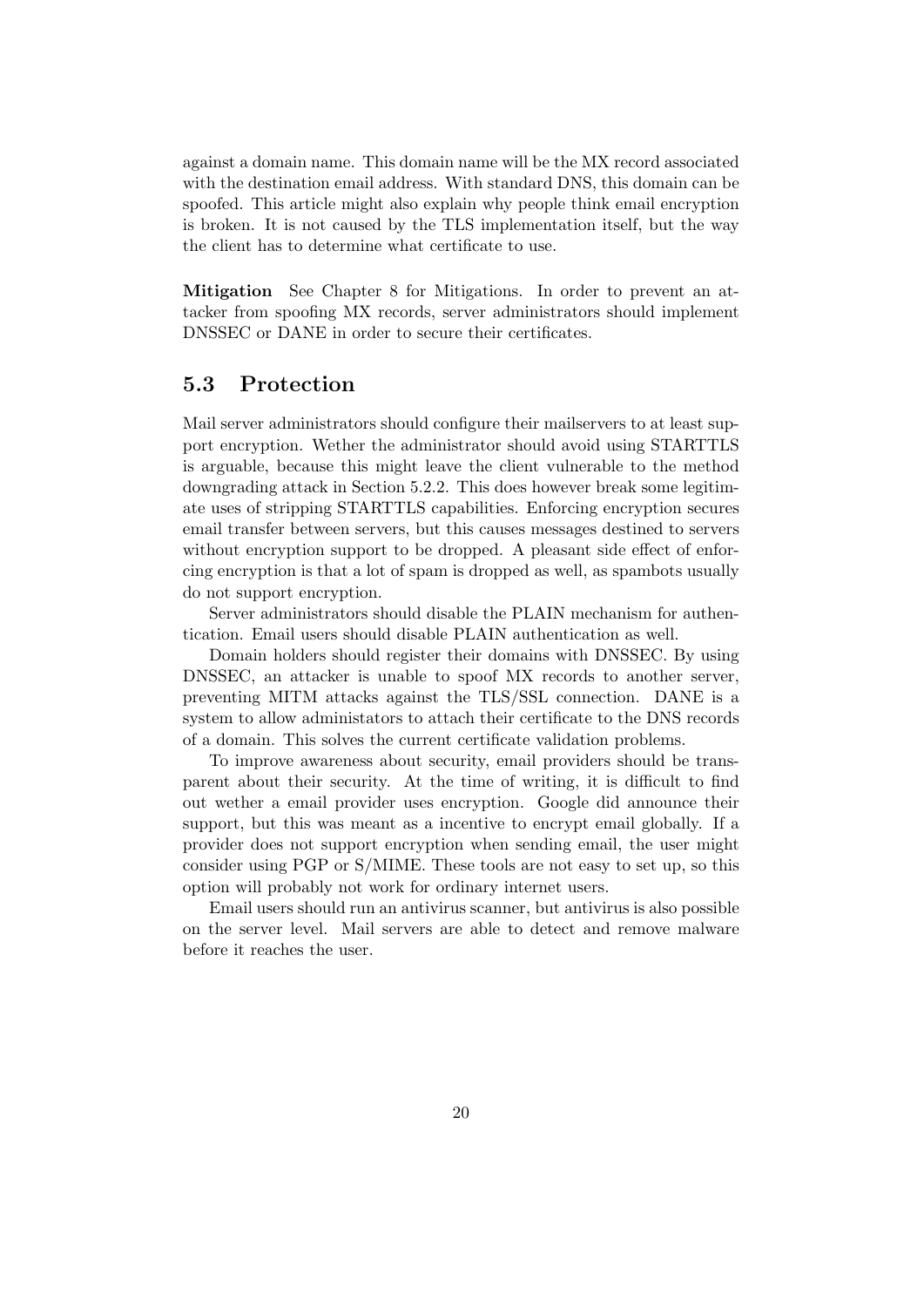against a domain name. This domain name will be the MX record associated with the destination email address. With standard DNS, this domain can be spoofed. This article might also explain why people think email encryption is broken. It is not caused by the TLS implementation itself, but the way the client has to determine what certificate to use.

**Mitigation** See Chapter 8 for Mitigations. In order to prevent an attacker from spoofing MX records, server administrators should implement DNSSEC or DANE in order to secure their certificates.

## 5.3 Protection

Mail server administrators should configure their mailservers to at least support encryption. Wether the administrator should avoid using STARTTLS is arguable, because this might leave the client vulnerable to the method downgrading attack in Section 5.2.2. This does however break some legitimate uses of stripping STARTTLS capabilities. Enforcing encryption secures email transfer between servers, but this causes messages destined to servers without encryption support to be dropped. A pleasant side effect of enforcing encryption is that a lot of spam is dropped as well, as spambots usually do not support encryption.

Server administrators should disable the PLAIN mechanism for authentication. Email users should disable PLAIN authentication as well.

Domain holders should register their domains with DNSSEC. By using DNSSEC, an attacker is unable to spoof MX records to another server, preventing MITM attacks against the TLS/SSL connection. DANE is a system to allow administators to attach their certificate to the DNS records of a domain. This solves the current certificate validation problems.

To improve awareness about security, email providers should be transparent about their security. At the time of writing, it is difficult to find out wether a email provider uses encryption. Google did announce their support, but this was meant as a incentive to encrypt email globally. If a provider does not support encryption when sending email, the user might consider using PGP or S/MIME. These tools are not easy to set up, so this option will probably not work for ordinary internet users.

Email users should run an antivirus scanner, but antivirus is also possible on the server level. Mail servers are able to detect and remove malware before it reaches the user.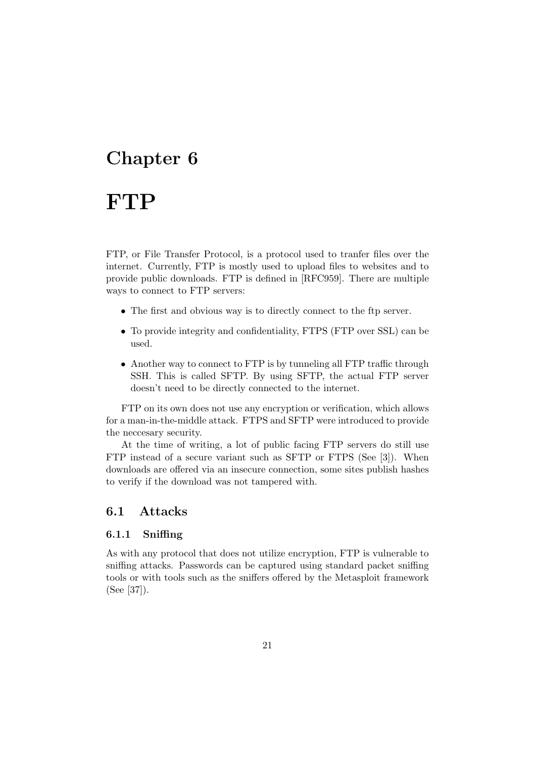# Chapter 6

# FTP

FTP, or File Transfer Protocol, is a protocol used to tranfer files over the internet. Currently, FTP is mostly used to upload files to websites and to provide public downloads. FTP is defined in [RFC959]. There are multiple ways to connect to FTP servers:

- The first and obvious way is to directly connect to the ftp server.
- To provide integrity and confidentiality, FTPS (FTP over SSL) can be used.
- Another way to connect to FTP is by tunneling all FTP traffic through SSH. This is called SFTP. By using SFTP, the actual FTP server doesn't need to be directly connected to the internet.

FTP on its own does not use any encryption or verification, which allows for a man-in-the-middle attack. FTPS and SFTP were introduced to provide the neccesary security.

At the time of writing, a lot of public facing FTP servers do still use FTP instead of a secure variant such as SFTP or FTPS (See [3]). When downloads are offered via an insecure connection, some sites publish hashes to verify if the download was not tampered with.

## 6.1 Attacks

### 6.1.1 Sniffing

As with any protocol that does not utilize encryption, FTP is vulnerable to sniffing attacks. Passwords can be captured using standard packet sniffing tools or with tools such as the sniffers offered by the Metasploit framework (See [37]).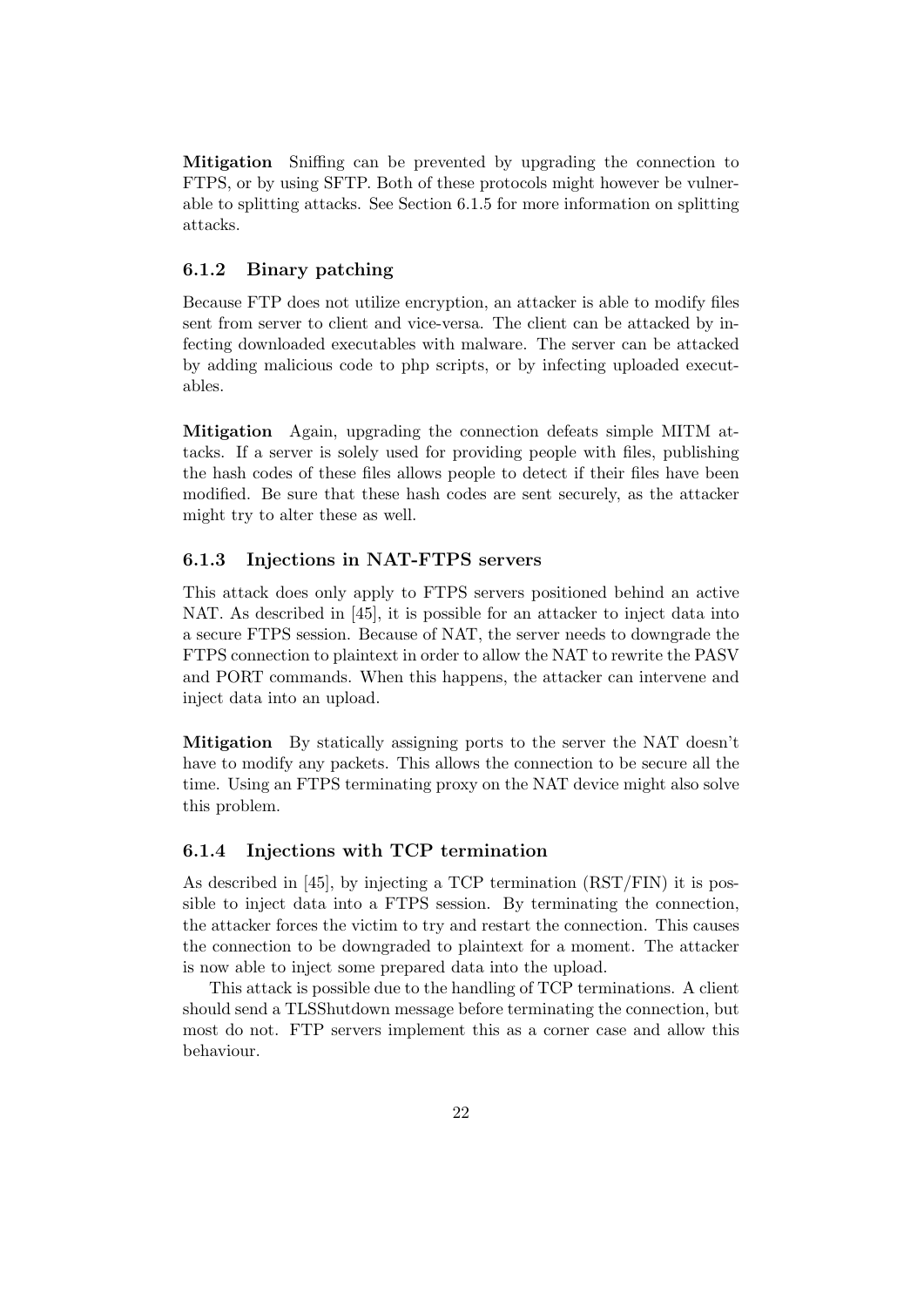**Mitigation** Sniffing can be prevented by upgrading the connection to FTPS, or by using SFTP. Both of these protocols might however be vulnerable to splitting attacks. See Section 6.1.5 for more information on splitting attacks.

### 6.1.2 Binary patching

Because FTP does not utilize encryption, an attacker is able to modify files sent from server to client and vice-versa. The client can be attacked by infecting downloaded executables with malware. The server can be attacked by adding malicious code to php scripts, or by infecting uploaded executables.

**Mitigation** Again, upgrading the connection defeats simple MITM attacks. If a server is solely used for providing people with files, publishing the hash codes of these files allows people to detect if their files have been modified. Be sure that these hash codes are sent securely, as the attacker might try to alter these as well.

### 6.1.3 Injections in NAT-FTPS servers

This attack does only apply to FTPS servers positioned behind an active NAT. As described in [45], it is possible for an attacker to inject data into a secure FTPS session. Because of NAT, the server needs to downgrade the FTPS connection to plaintext in order to allow the NAT to rewrite the PASV and PORT commands. When this happens, the attacker can intervene and inject data into an upload.

**Mitigation** By statically assigning ports to the server the NAT doesn't have to modify any packets. This allows the connection to be secure all the time. Using an FTPS terminating proxy on the NAT device might also solve this problem.

### 6.1.4 Injections with TCP termination

As described in [45], by injecting a TCP termination (RST/FIN) it is possible to inject data into a FTPS session. By terminating the connection, the attacker forces the victim to try and restart the connection. This causes the connection to be downgraded to plaintext for a moment. The attacker is now able to inject some prepared data into the upload.

This attack is possible due to the handling of TCP terminations. A client should send a TLSShutdown message before terminating the connection, but most do not. FTP servers implement this as a corner case and allow this behaviour.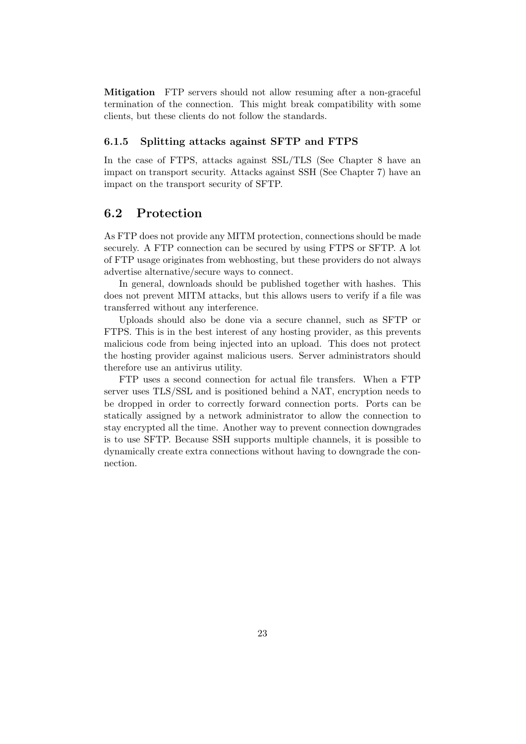**Mitigation** FTP servers should not allow resuming after a non-graceful termination of the connection. This might break compatibility with some clients, but these clients do not follow the standards.

### 6.1.5 Splitting attacks against SFTP and FTPS

In the case of FTPS, attacks against SSL/TLS (See Chapter 8 have an impact on transport security. Attacks against SSH (See Chapter 7) have an impact on the transport security of SFTP.

## 6.2 Protection

As FTP does not provide any MITM protection, connections should be made securely. A FTP connection can be secured by using FTPS or SFTP. A lot of FTP usage originates from webhosting, but these providers do not always advertise alternative/secure ways to connect.

In general, downloads should be published together with hashes. This does not prevent MITM attacks, but this allows users to verify if a file was transferred without any interference.

Uploads should also be done via a secure channel, such as SFTP or FTPS. This is in the best interest of any hosting provider, as this prevents malicious code from being injected into an upload. This does not protect the hosting provider against malicious users. Server administrators should therefore use an antivirus utility.

FTP uses a second connection for actual file transfers. When a FTP server uses TLS/SSL and is positioned behind a NAT, encryption needs to be dropped in order to correctly forward connection ports. Ports can be statically assigned by a network administrator to allow the connection to stay encrypted all the time. Another way to prevent connection downgrades is to use SFTP. Because SSH supports multiple channels, it is possible to dynamically create extra connections without having to downgrade the connection.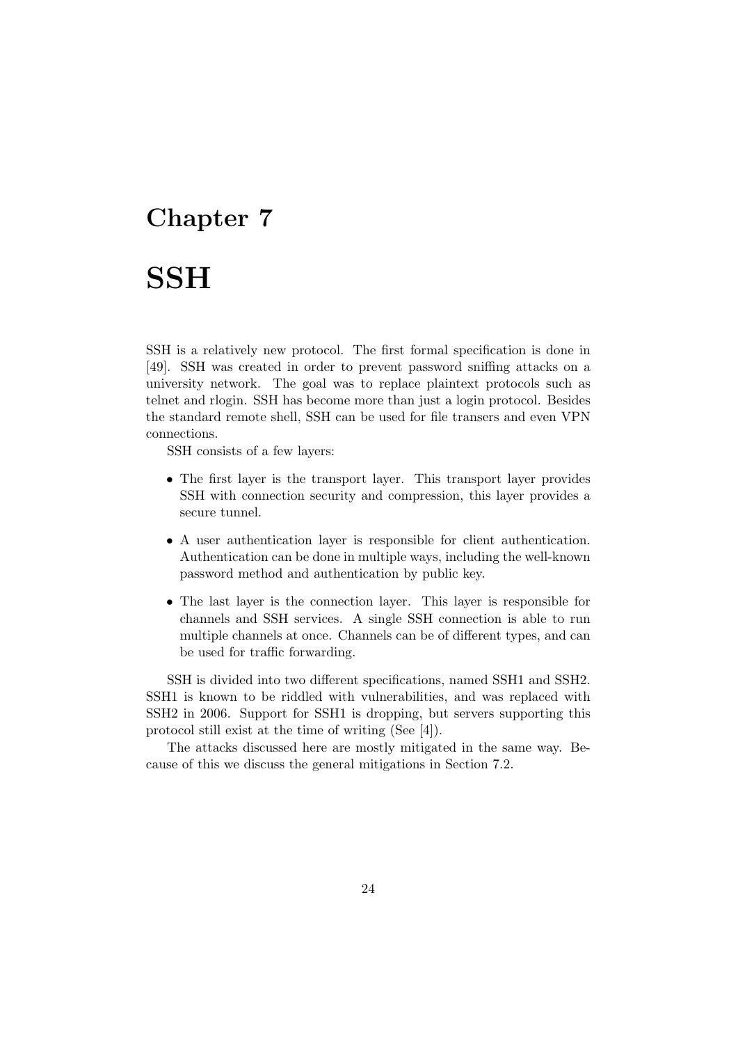# Chapter 7

# SSH

SSH is a relatively new protocol. The first formal specification is done in [49]. SSH was created in order to prevent password sniffing attacks on a university network. The goal was to replace plaintext protocols such as telnet and rlogin. SSH has become more than just a login protocol. Besides the standard remote shell, SSH can be used for file transers and even VPN connections.

SSH consists of a few layers:

- The first layer is the transport layer. This transport layer provides SSH with connection security and compression, this layer provides a secure tunnel.
- A user authentication layer is responsible for client authentication. Authentication can be done in multiple ways, including the well-known password method and authentication by public key.
- The last layer is the connection layer. This layer is responsible for channels and SSH services. A single SSH connection is able to run multiple channels at once. Channels can be of different types, and can be used for traffic forwarding.

SSH is divided into two different specifications, named SSH1 and SSH2. SSH1 is known to be riddled with vulnerabilities, and was replaced with SSH2 in 2006. Support for SSH1 is dropping, but servers supporting this protocol still exist at the time of writing (See [4]).

The attacks discussed here are mostly mitigated in the same way. Because of this we discuss the general mitigations in Section 7.2.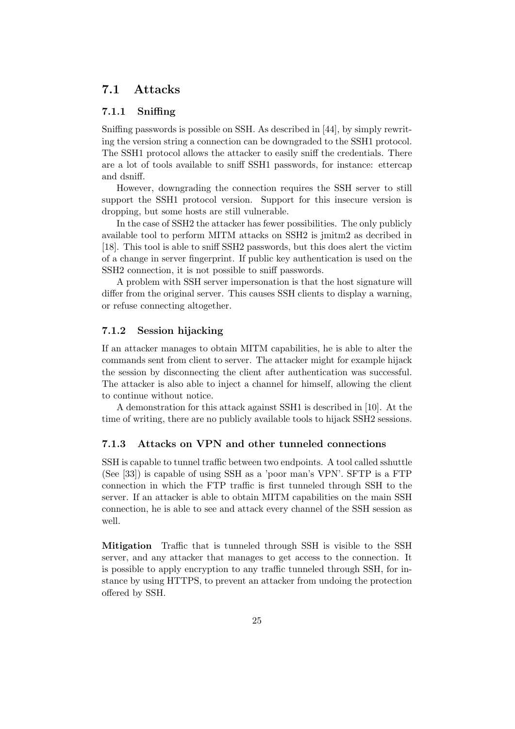## 7.1 Attacks

### 7.1.1 Sniffing

Sniffing passwords is possible on SSH. As described in [44], by simply rewriting the version string a connection can be downgraded to the SSH1 protocol. The SSH1 protocol allows the attacker to easily sniff the credentials. There are a lot of tools available to sniff SSH1 passwords, for instance: ettercap and dsniff.

However, downgrading the connection requires the SSH server to still support the SSH1 protocol version. Support for this insecure version is dropping, but some hosts are still vulnerable.

In the case of SSH2 the attacker has fewer possibilities. The only publicly available tool to perform MITM attacks on SSH2 is jmitm2 as decribed in [18]. This tool is able to sniff SSH2 passwords, but this does alert the victim of a change in server fingerprint. If public key authentication is used on the SSH2 connection, it is not possible to sniff passwords.

A problem with SSH server impersonation is that the host signature will differ from the original server. This causes SSH clients to display a warning, or refuse connecting altogether.

### 7.1.2 Session hijacking

If an attacker manages to obtain MITM capabilities, he is able to alter the commands sent from client to server. The attacker might for example hijack the session by disconnecting the client after authentication was successful. The attacker is also able to inject a channel for himself, allowing the client to continue without notice.

A demonstration for this attack against SSH1 is described in [10]. At the time of writing, there are no publicly available tools to hijack SSH2 sessions.

### 7.1.3 Attacks on VPN and other tunneled connections

SSH is capable to tunnel traffic between two endpoints. A tool called sshuttle (See [33]) is capable of using SSH as a 'poor man's VPN'. SFTP is a FTP connection in which the FTP traffic is first tunneled through SSH to the server. If an attacker is able to obtain MITM capabilities on the main SSH connection, he is able to see and attack every channel of the SSH session as well.

**Mitigation** Traffic that is tunneled through SSH is visible to the SSH server, and any attacker that manages to get access to the connection. It is possible to apply encryption to any traffic tunneled through SSH, for instance by using HTTPS, to prevent an attacker from undoing the protection offered by SSH.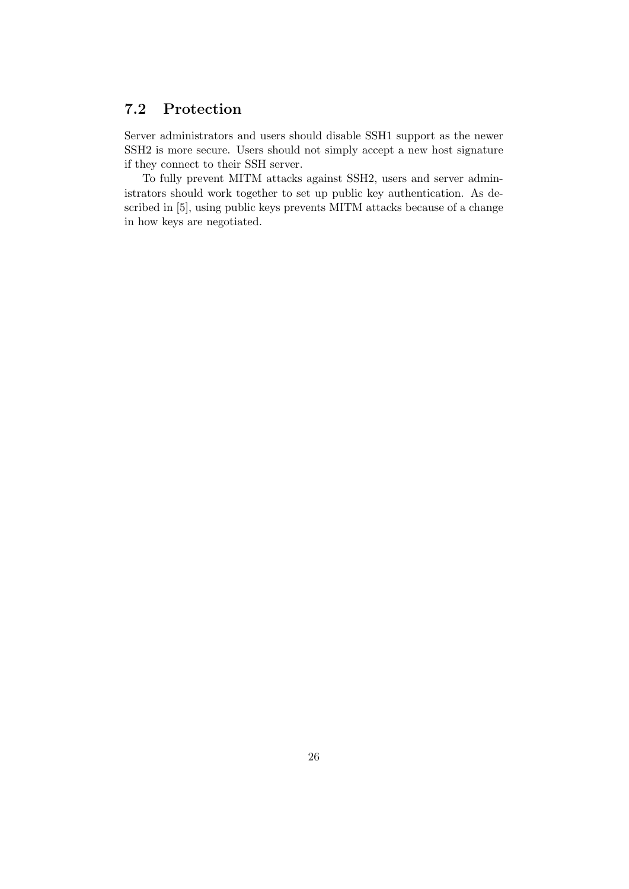## 7.2 Protection

Server administrators and users should disable SSH1 support as the newer SSH2 is more secure. Users should not simply accept a new host signature if they connect to their SSH server.

To fully prevent MITM attacks against SSH2, users and server administrators should work together to set up public key authentication. As described in [5], using public keys prevents MITM attacks because of a change in how keys are negotiated.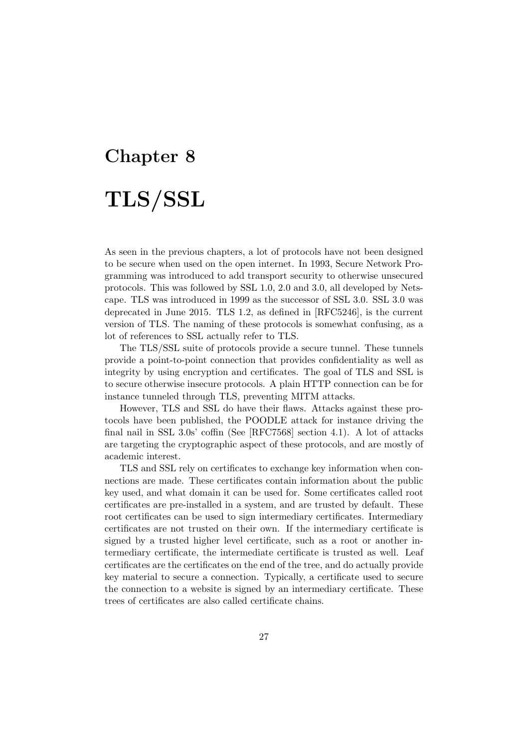# Chapter 8

# TLS/SSL

As seen in the previous chapters, a lot of protocols have not been designed to be secure when used on the open internet. In 1993, Secure Network Programming was introduced to add transport security to otherwise unsecured protocols. This was followed by SSL 1.0, 2.0 and 3.0, all developed by Netscape. TLS was introduced in 1999 as the successor of SSL 3.0. SSL 3.0 was deprecated in June 2015. TLS 1.2, as defined in [RFC5246], is the current version of TLS. The naming of these protocols is somewhat confusing, as a lot of references to SSL actually refer to TLS.

The TLS/SSL suite of protocols provide a secure tunnel. These tunnels provide a point-to-point connection that provides confidentiality as well as integrity by using encryption and certificates. The goal of TLS and SSL is to secure otherwise insecure protocols. A plain HTTP connection can be for instance tunneled through TLS, preventing MITM attacks.

However, TLS and SSL do have their flaws. Attacks against these protocols have been published, the POODLE attack for instance driving the final nail in SSL 3.0s' coffin (See [RFC7568] section 4.1). A lot of attacks are targeting the cryptographic aspect of these protocols, and are mostly of academic interest.

TLS and SSL rely on certificates to exchange key information when connections are made. These certificates contain information about the public key used, and what domain it can be used for. Some certificates called root certificates are pre-installed in a system, and are trusted by default. These root certificates can be used to sign intermediary certificates. Intermediary certificates are not trusted on their own. If the intermediary certificate is signed by a trusted higher level certificate, such as a root or another intermediary certificate, the intermediate certificate is trusted as well. Leaf certificates are the certificates on the end of the tree, and do actually provide key material to secure a connection. Typically, a certificate used to secure the connection to a website is signed by an intermediary certificate. These trees of certificates are also called certificate chains.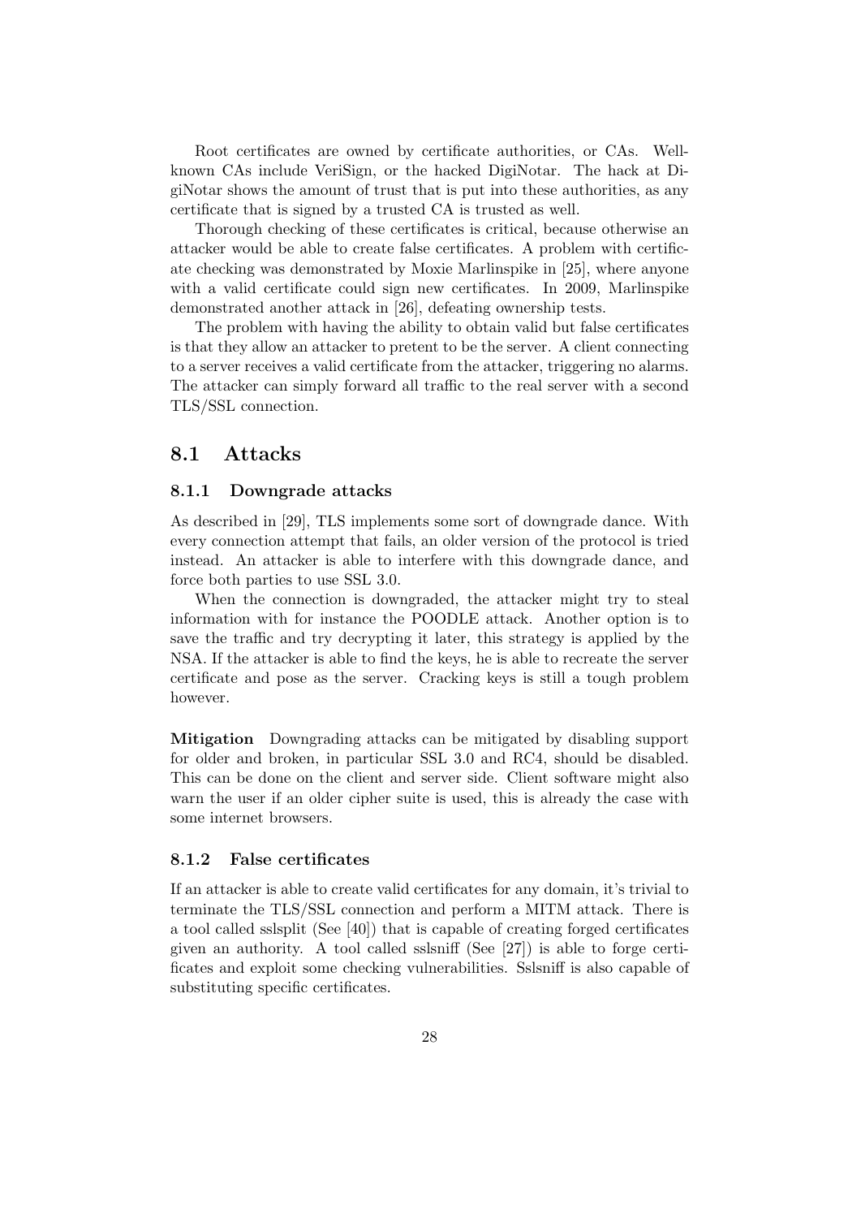Root certificates are owned by certificate authorities, or CAs. Well-known CAs include VeriSign, or the hacked DigiNotar. The hack at DigiNotar shows the amount of trust that is put into these authorities, as any certificate that is signed by a trusted CA is trusted as well.

Thorough checking of these certificates is critical, because otherwise an attacker would be able to create false certificates. A problem with certificate checking was demonstrated by Moxie Marlinspike in [25], where anyone with a valid certificate could sign new certificates. In 2009, Marlinspike demonstrated another attack in [26], defeating ownership tests.

The problem with having the ability to obtain valid but false certificates is that they allow an attacker to pretent to be the server. A client connecting to a server receives a valid certificate from the attacker, triggering no alarms. The attacker can simply forward all traffic to the real server with a second TLS/SSL connection.

## 8.1 Attacks

### 8.1.1 Downgrade attacks

As described in [29], TLS implements some sort of downgrade dance. With every connection attempt that fails, an older version of the protocol is tried instead. An attacker is able to interfere with this downgrade dance, and force both parties to use SSL 3.0.

When the connection is downgraded, the attacker might try to steal information with for instance the POODLE attack. Another option is to save the traffic and try decrypting it later, this strategy is applied by the NSA. If the attacker is able to find the keys, he is able to recreate the server certificate and pose as the server. Cracking keys is still a tough problem however.

**Mitigation** Downgrading attacks can be mitigated by disabling support for older and broken, in particular SSL 3.0 and RC4, should be disabled. This can be done on the client and server side. Client software might also warn the user if an older cipher suite is used, this is already the case with some internet browsers.

### 8.1.2 False certificates

If an attacker is able to create valid certificates for any domain, it's trivial to terminate the TLS/SSL connection and perform a MITM attack. There is a tool called sslsplit (See [40]) that is capable of creating forged certificates given an authority. A tool called sslsniff (See [27]) is able to forge certificates and exploit some checking vulnerabilities. Sslsniff is also capable of substituting specific certificates.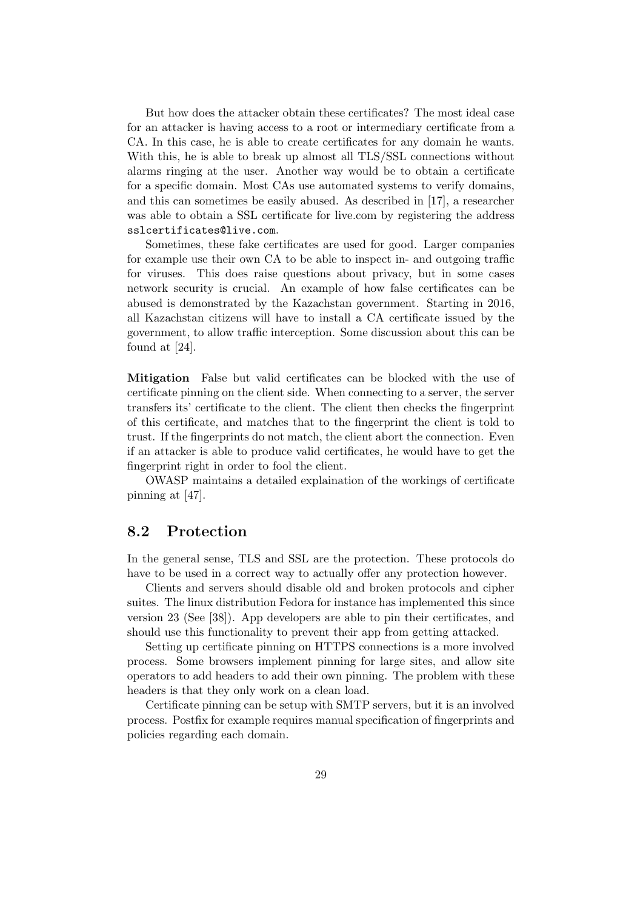But how does the attacker obtain these certificates? The most ideal case for an attacker is having access to a root or intermediary certificate from a CA. In this case, he is able to create certificates for any domain he wants. With this, he is able to break up almost all TLS/SSL connections without alarms ringing at the user. Another way would be to obtain a certificate for a specific domain. Most CAs use automated systems to verify domains, and this can sometimes be easily abused. As described in [17], a researcher was able to obtain a SSL certificate for live.com by registering the address `sslcertificates@live.com`.

Sometimes, these fake certificates are used for good. Larger companies for example use their own CA to be able to inspect in- and outgoing traffic for viruses. This does raise questions about privacy, but in some cases network security is crucial. An example of how false certificates can be abused is demonstrated by the Kazachstan government. Starting in 2016, all Kazachstan citizens will have to install a CA certificate issued by the government, to allow traffic interception. Some discussion about this can be found at [24].

**Mitigation** False but valid certificates can be blocked with the use of certificate pinning on the client side. When connecting to a server, the server transfers its' certificate to the client. The client then checks the fingerprint of this certificate, and matches that to the fingerprint the client is told to trust. If the fingerprints do not match, the client abort the connection. Even if an attacker is able to produce valid certificates, he would have to get the fingerprint right in order to fool the client.

OWASP maintains a detailed explaination of the workings of certificate pinning at [47].

## 8.2 Protection

In the general sense, TLS and SSL are the protection. These protocols do have to be used in a correct way to actually offer any protection however.

Clients and servers should disable old and broken protocols and cipher suites. The linux distribution Fedora for instance has implemented this since version 23 (See [38]). App developers are able to pin their certificates, and should use this functionality to prevent their app from getting attacked.

Setting up certificate pinning on HTTPS connections is a more involved process. Some browsers implement pinning for large sites, and allow site operators to add headers to add their own pinning. The problem with these headers is that they only work on a clean load.

Certificate pinning can be setup with SMTP servers, but it is an involved process. Postfix for example requires manual specification of fingerprints and policies regarding each domain.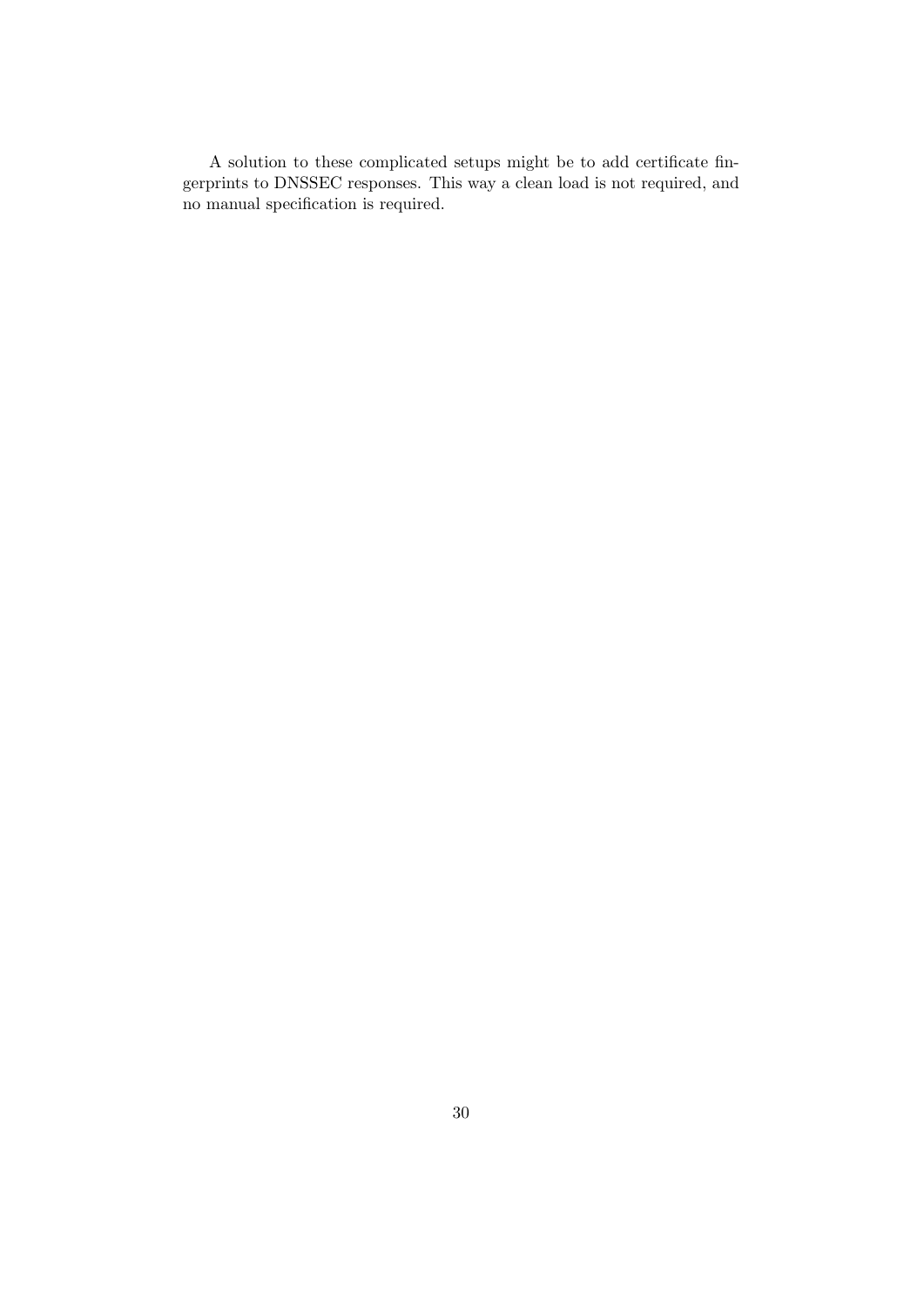A solution to these complicated setups might be to add certificate fingerprints to DNSSEC responses. This way a clean load is not required, and no manual specification is required.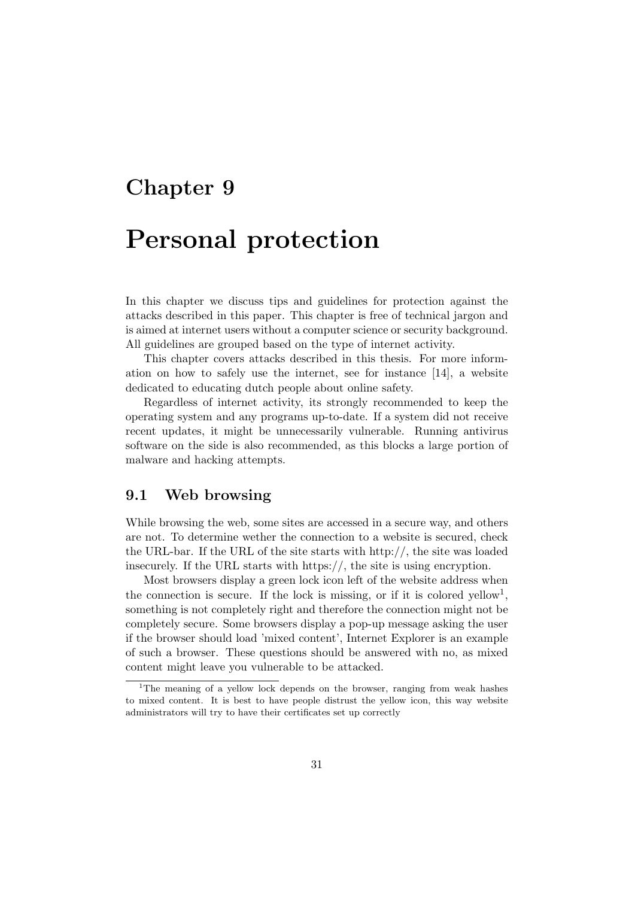# Chapter 9

# Personal protection

In this chapter we discuss tips and guidelines for protection against the attacks described in this paper. This chapter is free of technical jargon and is aimed at internet users without a computer science or security background. All guidelines are grouped based on the type of internet activity.

This chapter covers attacks described in this thesis. For more information on how to safely use the internet, see for instance [14], a website dedicated to educating dutch people about online safety.

Regardless of internet activity, its strongly recommended to keep the operating system and any programs up-to-date. If a system did not receive recent updates, it might be unnecessarily vulnerable. Running antivirus software on the side is also recommended, as this blocks a large portion of malware and hacking attempts.

## 9.1 Web browsing

While browsing the web, some sites are accessed in a secure way, and others are not. To determine wether the connection to a website is secured, check the URL-bar. If the URL of the site starts with http://, the site was loaded insecurely. If the URL starts with https://, the site is using encryption.

Most browsers display a green lock icon left of the website address when the connection is secure. If the lock is missing, or if it is colored yellow[1], something is not completely right and therefore the connection might not be completely secure. Some browsers display a pop-up message asking the user if the browser should load 'mixed content', Internet Explorer is an example of such a browser. These questions should be answered with no, as mixed content might leave you vulnerable to be attacked.

[1] The meaning of a yellow lock depends on the browser, ranging from weak hashes to mixed content. It is best to have people distrust the yellow icon, this way website administrators will try to have their certificates set up correctly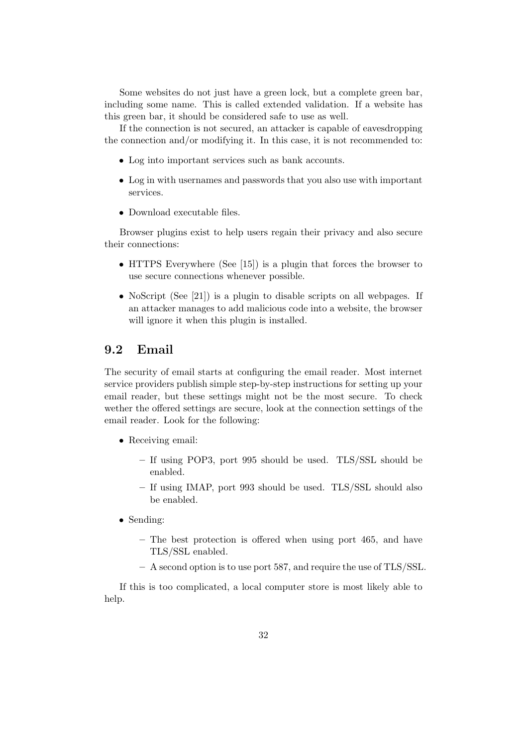Some websites do not just have a green lock, but a complete green bar, including some name. This is called extended validation. If a website has this green bar, it should be considered safe to use as well.

If the connection is not secured, an attacker is capable of eavesdropping the connection and/or modifying it. In this case, it is not recommended to:

- Log into important services such as bank accounts.
- Log in with usernames and passwords that you also use with important services.
- Download executable files.

Browser plugins exist to help users regain their privacy and also secure their connections:

- HTTPS Everywhere (See [15]) is a plugin that forces the browser to use secure connections whenever possible.
- NoScript (See [21]) is a plugin to disable scripts on all webpages. If an attacker manages to add malicious code into a website, the browser will ignore it when this plugin is installed.

## 9.2 Email

The security of email starts at configuring the email reader. Most internet service providers publish simple step-by-step instructions for setting up your email reader, but these settings might not be the most secure. To check wether the offered settings are secure, look at the connection settings of the email reader. Look for the following:

- Receiving email:
  - If using POP3, port 995 should be used. TLS/SSL should be enabled.
  - If using IMAP, port 993 should be used. TLS/SSL should also be enabled.
- Sending:
  - The best protection is offered when using port 465, and have TLS/SSL enabled.
  - A second option is to use port 587, and require the use of TLS/SSL.

If this is too complicated, a local computer store is most likely able to help.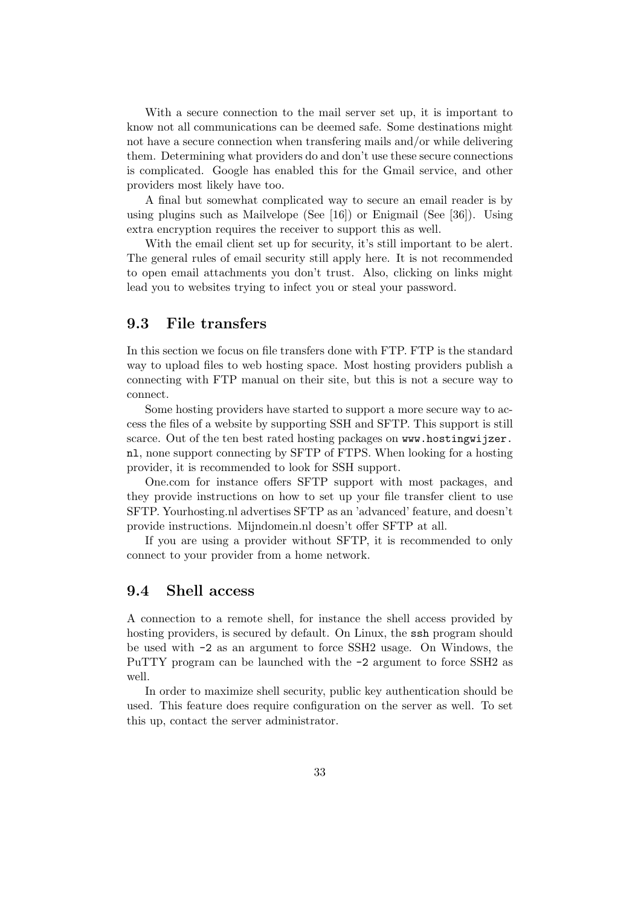With a secure connection to the mail server set up, it is important to know not all communications can be deemed safe. Some destinations might not have a secure connection when transfering mails and/or while delivering them. Determining what providers do and don't use these secure connections is complicated. Google has enabled this for the Gmail service, and other providers most likely have too.

A final but somewhat complicated way to secure an email reader is by using plugins such as Mailvelope (See [16]) or Enigmail (See [36]). Using extra encryption requires the receiver to support this as well.

With the email client set up for security, it's still important to be alert. The general rules of email security still apply here. It is not recommended to open email attachments you don't trust. Also, clicking on links might lead you to websites trying to infect you or steal your password.

## 9.3 File transfers

In this section we focus on file transfers done with FTP. FTP is the standard way to upload files to web hosting space. Most hosting providers publish a connecting with FTP manual on their site, but this is not a secure way to connect.

Some hosting providers have started to support a more secure way to access the files of a website by supporting SSH and SFTP. This support is still scarce. Out of the ten best rated hosting packages on `www.hostingwijzer.nl`, none support connecting by SFTP of FTPS. When looking for a hosting provider, it is recommended to look for SSH support.

One.com for instance offers SFTP support with most packages, and they provide instructions on how to set up your file transfer client to use SFTP. Yourhosting.nl advertises SFTP as an 'advanced' feature, and doesn't provide instructions. Mijndomein.nl doesn't offer SFTP at all.

If you are using a provider without SFTP, it is recommended to only connect to your provider from a home network.

## 9.4 Shell access

A connection to a remote shell, for instance the shell access provided by hosting providers, is secured by default. On Linux, the `ssh` program should be used with `-2` as an argument to force SSH2 usage. On Windows, the PuTTY program can be launched with the `-2` argument to force SSH2 as well.

In order to maximize shell security, public key authentication should be used. This feature does require configuration on the server as well. To set this up, contact the server administrator.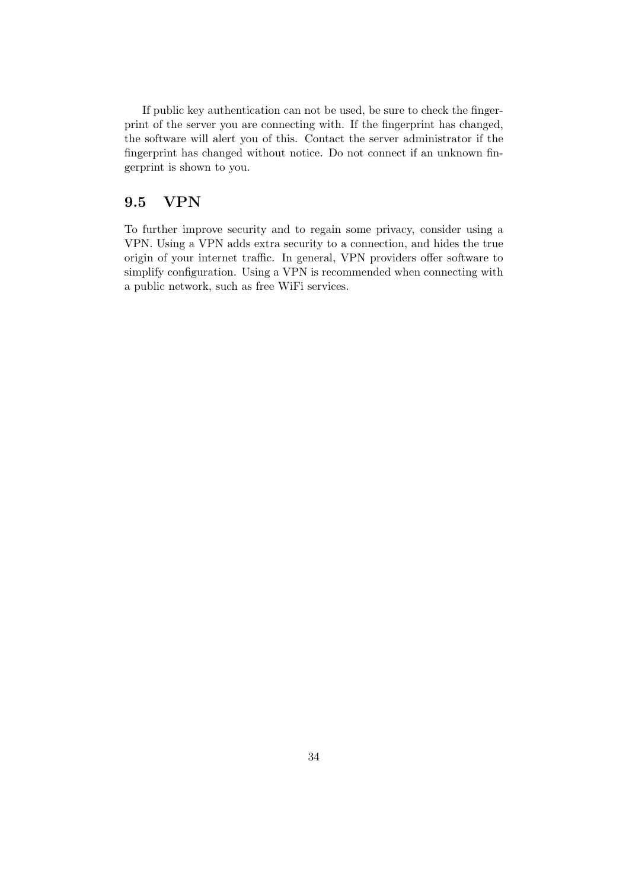If public key authentication can not be used, be sure to check the fingerprint of the server you are connecting with. If the fingerprint has changed, the software will alert you of this. Contact the server administrator if the fingerprint has changed without notice. Do not connect if an unknown fingerprint is shown to you.

## 9.5 VPN

To further improve security and to regain some privacy, consider using a VPN. Using a VPN adds extra security to a connection, and hides the true origin of your internet traffic. In general, VPN providers offer software to simplify configuration. Using a VPN is recommended when connecting with a public network, such as free WiFi services.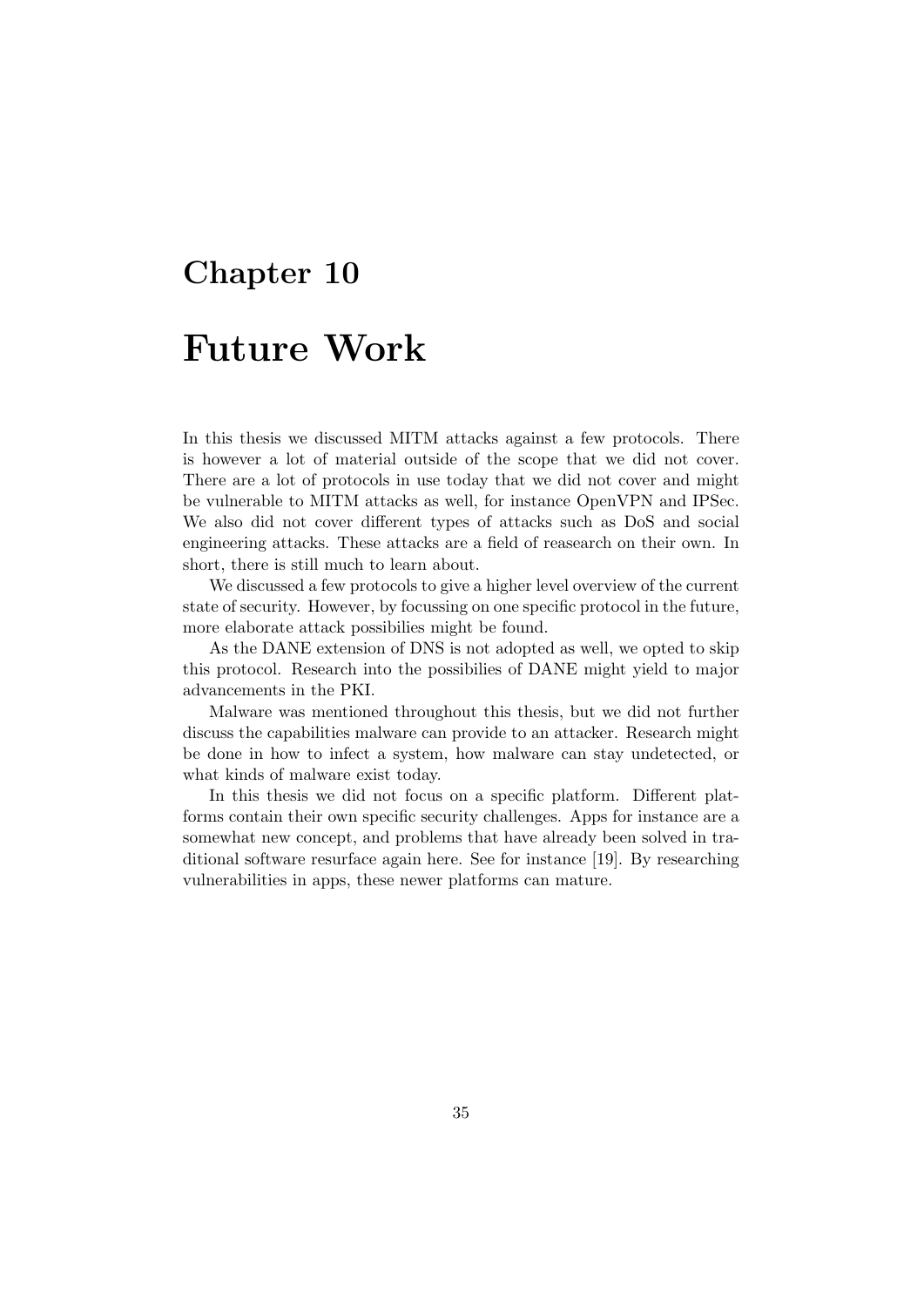# Chapter 10

# Future Work

In this thesis we discussed MITM attacks against a few protocols. There is however a lot of material outside of the scope that we did not cover. There are a lot of protocols in use today that we did not cover and might be vulnerable to MITM attacks as well, for instance OpenVPN and IPSec. We also did not cover different types of attacks such as DoS and social engineering attacks. These attacks are a field of reasearch on their own. In short, there is still much to learn about.

We discussed a few protocols to give a higher level overview of the current state of security. However, by focussing on one specific protocol in the future, more elaborate attack possibilies might be found.

As the DANE extension of DNS is not adopted as well, we opted to skip this protocol. Research into the possibilies of DANE might yield to major advancements in the PKI.

Malware was mentioned throughout this thesis, but we did not further discuss the capabilities malware can provide to an attacker. Research might be done in how to infect a system, how malware can stay undetected, or what kinds of malware exist today.

In this thesis we did not focus on a specific platform. Different platforms contain their own specific security challenges. Apps for instance are a somewhat new concept, and problems that have already been solved in traditional software resurface again here. See for instance [19]. By researching vulnerabilities in apps, these newer platforms can mature.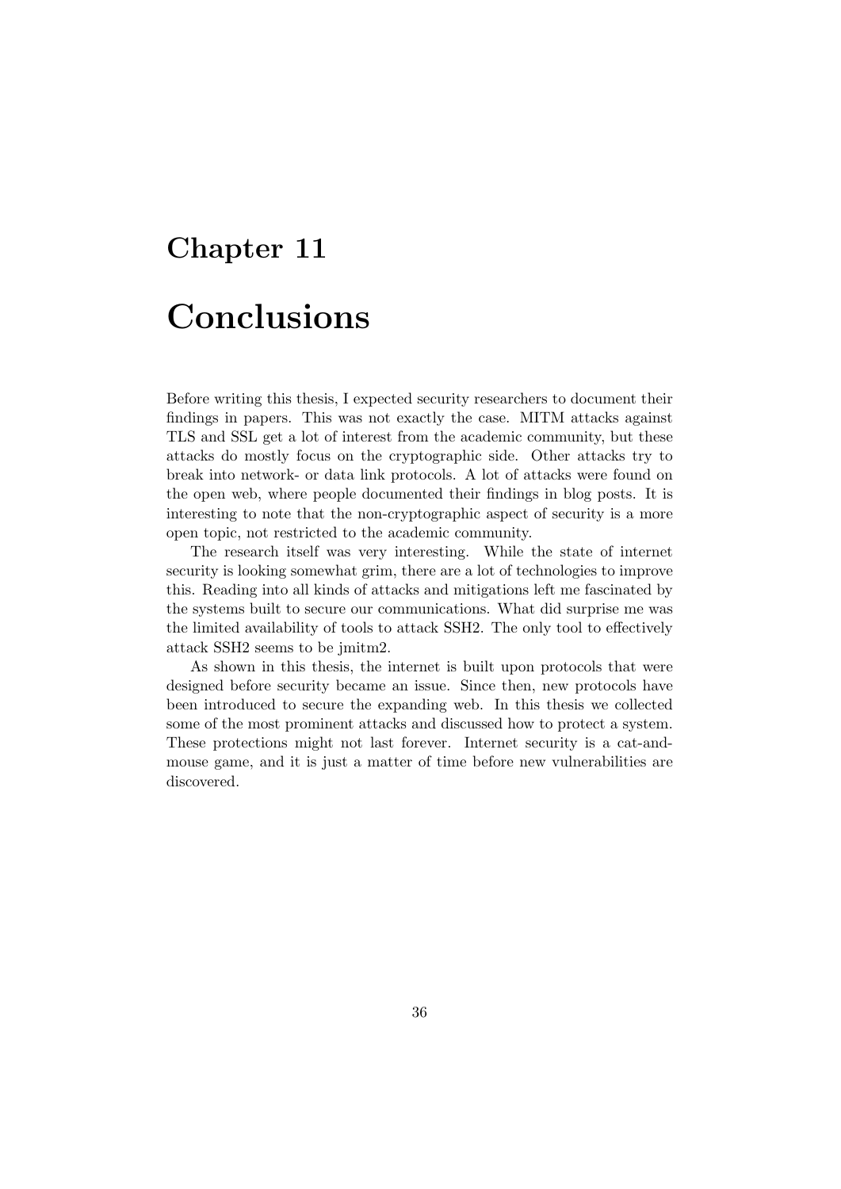# Chapter 11

# Conclusions

Before writing this thesis, I expected security researchers to document their findings in papers. This was not exactly the case. MITM attacks against TLS and SSL get a lot of interest from the academic community, but these attacks do mostly focus on the cryptographic side. Other attacks try to break into network- or data link protocols. A lot of attacks were found on the open web, where people documented their findings in blog posts. It is interesting to note that the non-cryptographic aspect of security is a more open topic, not restricted to the academic community.

The research itself was very interesting. While the state of internet security is looking somewhat grim, there are a lot of technologies to improve this. Reading into all kinds of attacks and mitigations left me fascinated by the systems built to secure our communications. What did surprise me was the limited availability of tools to attack SSH2. The only tool to effectively attack SSH2 seems to be jmitm2.

As shown in this thesis, the internet is built upon protocols that were designed before security became an issue. Since then, new protocols have been introduced to secure the expanding web. In this thesis we collected some of the most prominent attacks and discussed how to protect a system. These protections might not last forever. Internet security is a cat-and-mouse game, and it is just a matter of time before new vulnerabilities are discovered.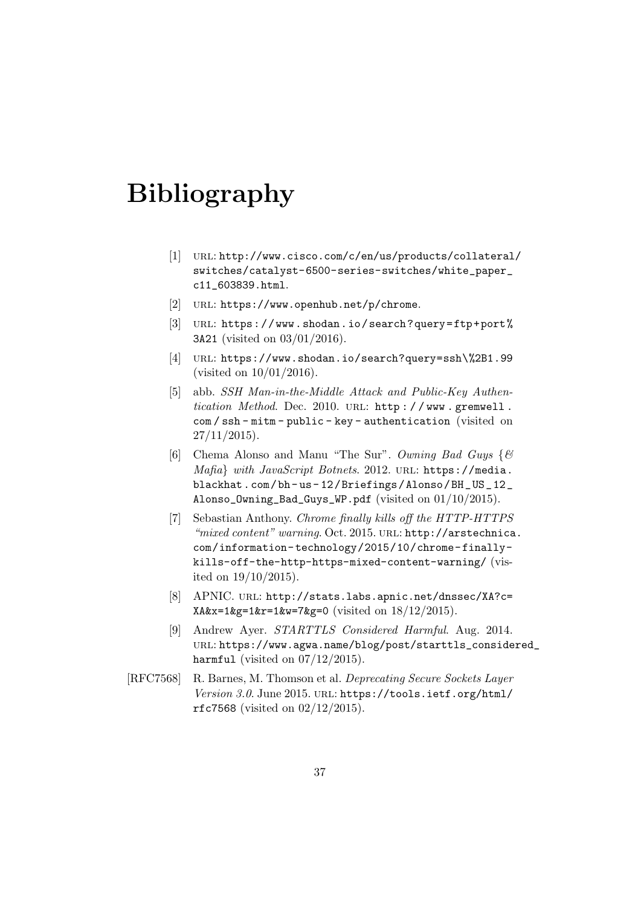# Bibliography

[1] URL: http://www.cisco.com/c/en/us/products/collateral/switches/catalyst-6500-series-switches/white_paper_c11_603839.html.

[2] URL: https://www.openhub.net/p/chrome.

[3] URL: https://www.shodan.io/search?query=ftp+port%3A21 (visited on 03/01/2016).

[4] URL: https://www.shodan.io/search?query=ssh\%2B1.99 (visited on 10/01/2016).

[5] abb. *SSH Man-in-the-Middle Attack and Public-Key Authentication Method*. Dec. 2010. URL: http://www.gremwell.com/ssh-mitm-public-key-authentication (visited on 27/11/2015).

[6] Chema Alonso and Manu "The Sur". *Owning Bad Guys {& Mafia} with JavaScript Botnets*. 2012. URL: https://media.blackhat.com/bh-us-12/Briefings/Alonso/BH_US_12_Alonso_Owning_Bad_Guys_WP.pdf (visited on 01/10/2015).

[7] Sebastian Anthony. *Chrome finally kills off the HTTP-HTTPS "mixed content" warning*. Oct. 2015. URL: http://arstechnica.com/information-technology/2015/10/chrome-finally-kills-off-the-http-https-mixed-content-warning/ (visited on 19/10/2015).

[8] APNIC. URL: http://stats.labs.apnic.net/dnssec/XA?c=XA&x=1&g=1&r=1&w=7&g=0 (visited on 18/12/2015).

[9] Andrew Ayer. *STARTTLS Considered Harmful*. Aug. 2014. URL: https://www.agwa.name/blog/post/starttls_considered_harmful (visited on 07/12/2015).

[RFC7568] R. Barnes, M. Thomson et al. *Deprecating Secure Sockets Layer Version 3.0*. June 2015. URL: https://tools.ietf.org/html/rfc7568 (visited on 02/12/2015).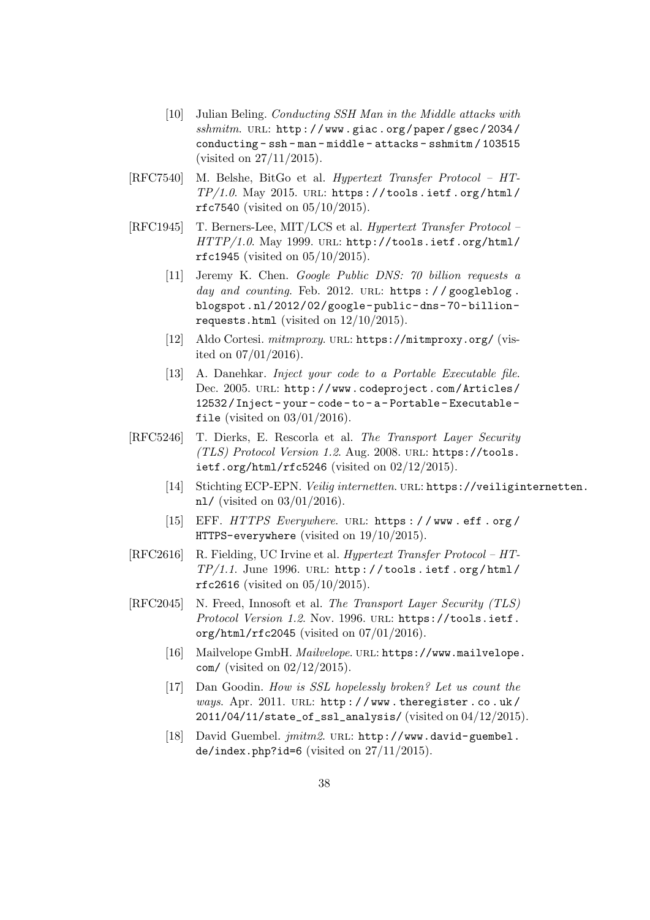[10] Julian Beling. *Conducting SSH Man in the Middle attacks with sshmitm*. URL: http://www.giac.org/paper/gsec/2034/conducting-ssh-man-middle-attacks-sshmitm/103515 (visited on 27/11/2015).

[RFC7540] M. Belshe, BitGo et al. *Hypertext Transfer Protocol – HTTP/1.0*. May 2015. URL: https://tools.ietf.org/html/rfc7540 (visited on 05/10/2015).

[RFC1945] T. Berners-Lee, MIT/LCS et al. *Hypertext Transfer Protocol – HTTP/1.0*. May 1999. URL: http://tools.ietf.org/html/rfc1945 (visited on 05/10/2015).

[11] Jeremy K. Chen. *Google Public DNS: 70 billion requests a day and counting*. Feb. 2012. URL: https://googleblog.blogspot.nl/2012/02/google-public-dns-70-billion-requests.html (visited on 12/10/2015).

[12] Aldo Cortesi. *mitmproxy*. URL: https://mitmproxy.org/ (visited on 07/01/2016).

[13] A. Danehkar. *Inject your code to a Portable Executable file*. Dec. 2005. URL: http://www.codeproject.com/Articles/12532/Inject-your-code-to-a-Portable-Executable-file (visited on 03/01/2016).

[RFC5246] T. Dierks, E. Rescorla et al. *The Transport Layer Security (TLS) Protocol Version 1.2*. Aug. 2008. URL: https://tools.ietf.org/html/rfc5246 (visited on 02/12/2015).

[14] Stichting ECP-EPN. *Veilig internetten*. URL: https://veiliginternetten.nl/ (visited on 03/01/2016).

[15] EFF. *HTTPS Everywhere*. URL: https://www.eff.org/HTTPS-everywhere (visited on 19/10/2015).

[RFC2616] R. Fielding, UC Irvine et al. *Hypertext Transfer Protocol – HTTP/1.1*. June 1996. URL: http://tools.ietf.org/html/rfc2616 (visited on 05/10/2015).

[RFC2045] N. Freed, Innosoft et al. *The Transport Layer Security (TLS) Protocol Version 1.2*. Nov. 1996. URL: https://tools.ietf.org/html/rfc2045 (visited on 07/01/2016).

[16] Mailvelope GmbH. *Mailvelope*. URL: https://www.mailvelope.com/ (visited on 02/12/2015).

[17] Dan Goodin. *How is SSL hopelessly broken? Let us count the ways*. Apr. 2011. URL: http://www.theregister.co.uk/2011/04/11/state_of_ssl_analysis/ (visited on 04/12/2015).

[18] David Guembel. *jmitm2*. URL: http://www.david-guembel.de/index.php?id=6 (visited on 27/11/2015).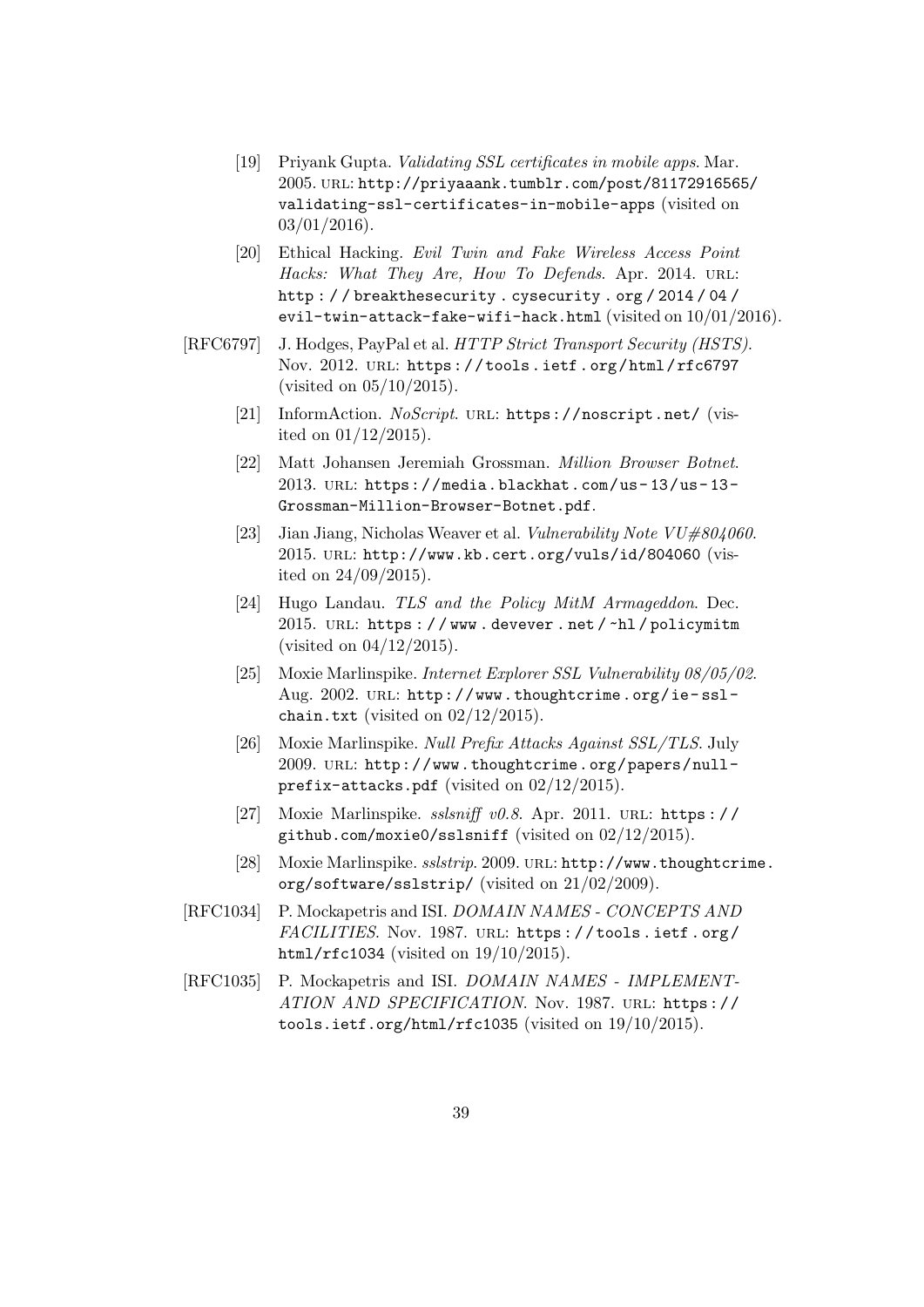[19] Priyank Gupta. *Validating SSL certificates in mobile apps*. Mar. 2005. URL: http://priyaaank.tumblr.com/post/81172916565/validating-ssl-certificates-in-mobile-apps (visited on 03/01/2016).

[20] Ethical Hacking. *Evil Twin and Fake Wireless Access Point Hacks: What They Are, How To Defends*. Apr. 2014. URL: http://breakthesecurity.cysecurity.org/2014/04/evil-twin-attack-fake-wifi-hack.html (visited on 10/01/2016).

[RFC6797] J. Hodges, PayPal et al. *HTTP Strict Transport Security (HSTS)*. Nov. 2012. URL: https://tools.ietf.org/html/rfc6797 (visited on 05/10/2015).

[21] InformAction. *NoScript*. URL: https://noscript.net/ (visited on 01/12/2015).

[22] Matt Johansen Jeremiah Grossman. *Million Browser Botnet*. 2013. URL: https://media.blackhat.com/us-13/us-13-Grossman-Million-Browser-Botnet.pdf.

[23] Jian Jiang, Nicholas Weaver et al. *Vulnerability Note VU#804060*. 2015. URL: http://www.kb.cert.org/vuls/id/804060 (visited on 24/09/2015).

[24] Hugo Landau. *TLS and the Policy MitM Armageddon*. Dec. 2015. URL: https://www.devever.net/~hl/policymitm (visited on 04/12/2015).

[25] Moxie Marlinspike. *Internet Explorer SSL Vulnerability 08/05/02*. Aug. 2002. URL: http://www.thoughtcrime.org/ie-ssl-chain.txt (visited on 02/12/2015).

[26] Moxie Marlinspike. *Null Prefix Attacks Against SSL/TLS*. July 2009. URL: http://www.thoughtcrime.org/papers/null-prefix-attacks.pdf (visited on 02/12/2015).

[27] Moxie Marlinspike. *sslsniff v0.8*. Apr. 2011. URL: https://github.com/moxie0/sslsniff (visited on 02/12/2015).

[28] Moxie Marlinspike. *sslstrip*. 2009. URL: http://www.thoughtcrime.org/software/sslstrip/ (visited on 21/02/2009).

[RFC1034] P. Mockapetris and ISI. *DOMAIN NAMES - CONCEPTS AND FACILITIES*. Nov. 1987. URL: https://tools.ietf.org/html/rfc1034 (visited on 19/10/2015).

[RFC1035] P. Mockapetris and ISI. *DOMAIN NAMES - IMPLEMENTATION AND SPECIFICATION*. Nov. 1987. URL: https://tools.ietf.org/html/rfc1035 (visited on 19/10/2015).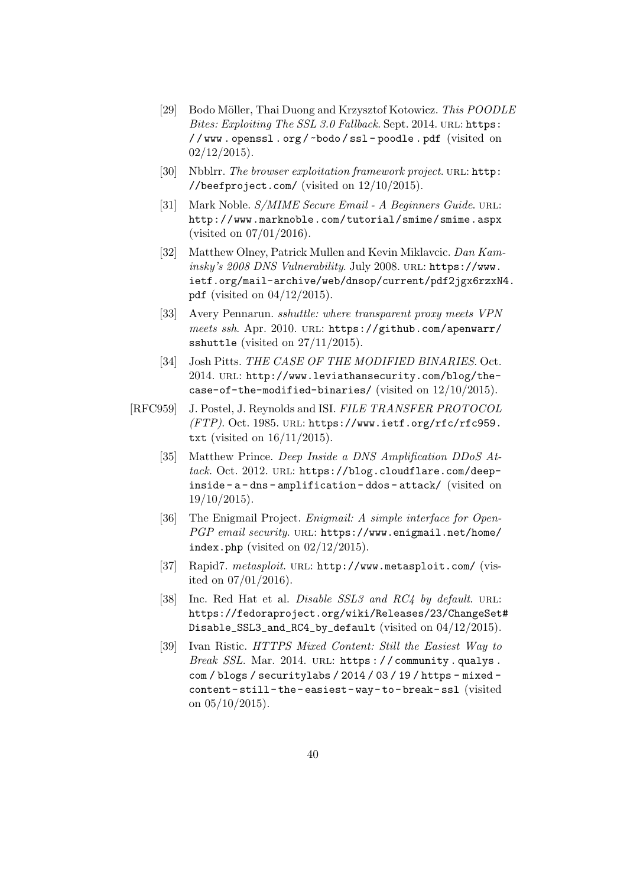[29] Bodo Möller, Thai Duong and Krzysztof Kotowicz. *This POODLE Bites: Exploiting The SSL 3.0 Fallback*. Sept. 2014. URL: `https://www.openssl.org/~bodo/ssl-poodle.pdf` (visited on 02/12/2015).

[30] Nbblrr. *The browser exploitation framework project*. URL: `http://beefproject.com/` (visited on 12/10/2015).

[31] Mark Noble. *S/MIME Secure Email - A Beginners Guide*. URL: `http://www.marknoble.com/tutorial/smime/smime.aspx` (visited on 07/01/2016).

[32] Matthew Olney, Patrick Mullen and Kevin Miklavcic. *Dan Kaminsky's 2008 DNS Vulnerability*. July 2008. URL: `https://www.ietf.org/mail-archive/web/dnsop/current/pdf2jgx6rzxN4.pdf` (visited on 04/12/2015).

[33] Avery Pennarun. *sshuttle: where transparent proxy meets VPN meets ssh*. Apr. 2010. URL: `https://github.com/apenwarr/sshuttle` (visited on 27/11/2015).

[34] Josh Pitts. *THE CASE OF THE MODIFIED BINARIES*. Oct. 2014. URL: `http://www.leviathansecurity.com/blog/the-case-of-the-modified-binaries/` (visited on 12/10/2015).

[RFC959] J. Postel, J. Reynolds and ISI. *FILE TRANSFER PROTOCOL (FTP)*. Oct. 1985. URL: `https://www.ietf.org/rfc/rfc959.txt` (visited on 16/11/2015).

[35] Matthew Prince. *Deep Inside a DNS Amplification DDoS Attack*. Oct. 2012. URL: `https://blog.cloudflare.com/deep-inside-a-dns-amplification-ddos-attack/` (visited on 19/10/2015).

[36] The Enigmail Project. *Enigmail: A simple interface for OpenPGP email security*. URL: `https://www.enigmail.net/home/index.php` (visited on 02/12/2015).

[37] Rapid7. *metasploit*. URL: `http://www.metasploit.com/` (visited on 07/01/2016).

[38] Inc. Red Hat et al. *Disable SSL3 and RC4 by default*. URL: `https://fedoraproject.org/wiki/Releases/23/ChangeSet#Disable_SSL3_and_RC4_by_default` (visited on 04/12/2015).

[39] Ivan Ristic. *HTTPS Mixed Content: Still the Easiest Way to Break SSL*. Mar. 2014. URL: `https://community.qualys.com/blogs/securitylabs/2014/03/19/https-mixed-content-still-the-easiest-way-to-break-ssl` (visited on 05/10/2015).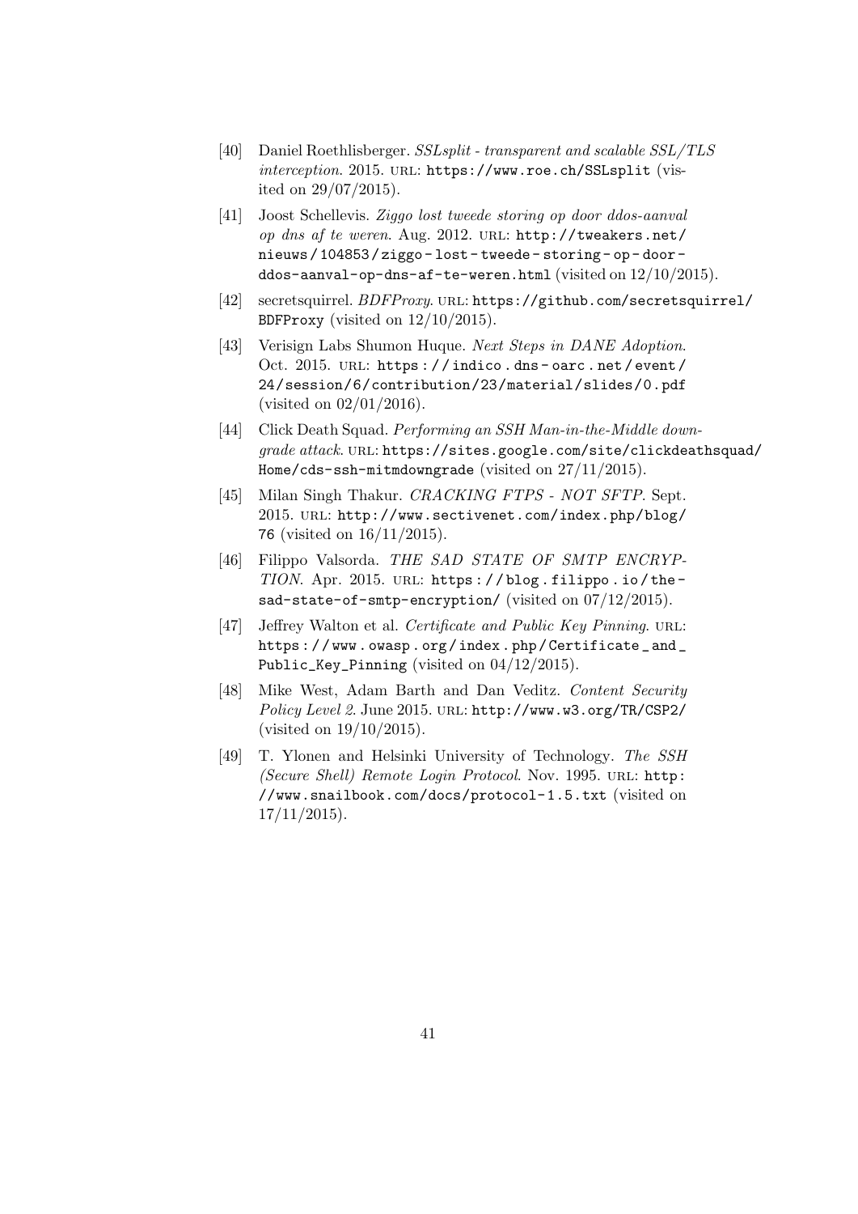[40] Daniel Roethlisberger. *SSLsplit - transparent and scalable SSL/TLS interception*. 2015. URL: https://www.roe.ch/SSLsplit (visited on 29/07/2015).

[41] Joost Schellevis. *Ziggo lost tweede storing op door ddos-aanval op dns af te weren*. Aug. 2012. URL: http://tweakers.net/nieuws/104853/ziggo-lost-tweede-storing-op-door-ddos-aanval-op-dns-af-te-weren.html (visited on 12/10/2015).

[42] secretsquirrel. *BDFProxy*. URL: https://github.com/secretsquirrel/BDFProxy (visited on 12/10/2015).

[43] Verisign Labs Shumon Huque. *Next Steps in DANE Adoption*. Oct. 2015. URL: https://indico.dns-oarc.net/event/24/session/6/contribution/23/material/slides/0.pdf (visited on 02/01/2016).

[44] Click Death Squad. *Performing an SSH Man-in-the-Middle downgrade attack*. URL: https://sites.google.com/site/clickdeathsquad/Home/cds-ssh-mitmdowngrade (visited on 27/11/2015).

[45] Milan Singh Thakur. *CRACKING FTPS - NOT SFTP*. Sept. 2015. URL: http://www.sectivenet.com/index.php/blog/76 (visited on 16/11/2015).

[46] Filippo Valsorda. *THE SAD STATE OF SMTP ENCRYPTION*. Apr. 2015. URL: https://blog.filippo.io/the-sad-state-of-smtp-encryption/ (visited on 07/12/2015).

[47] Jeffrey Walton et al. *Certificate and Public Key Pinning*. URL: https://www.owasp.org/index.php/Certificate_and_Public_Key_Pinning (visited on 04/12/2015).

[48] Mike West, Adam Barth and Dan Veditz. *Content Security Policy Level 2*. June 2015. URL: http://www.w3.org/TR/CSP2/ (visited on 19/10/2015).

[49] T. Ylonen and Helsinki University of Technology. *The SSH (Secure Shell) Remote Login Protocol*. Nov. 1995. URL: http://www.snailbook.com/docs/protocol-1.5.txt (visited on 17/11/2015).